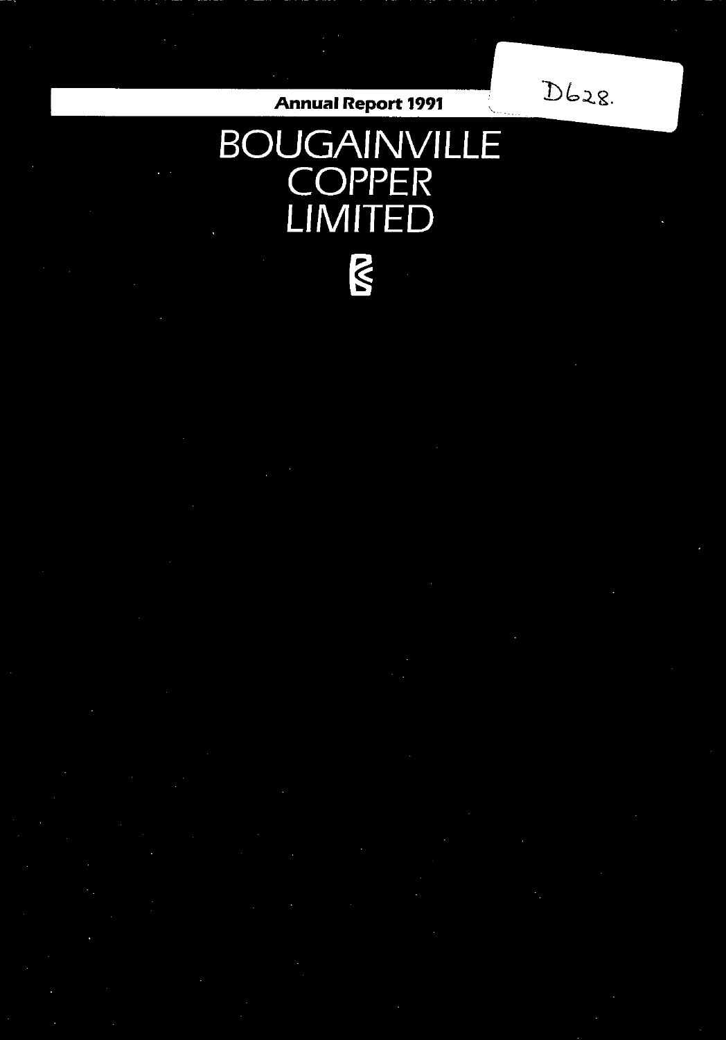D628.

**Annual Report 1991**

# BOUGAINVILLE COPPER LIMITED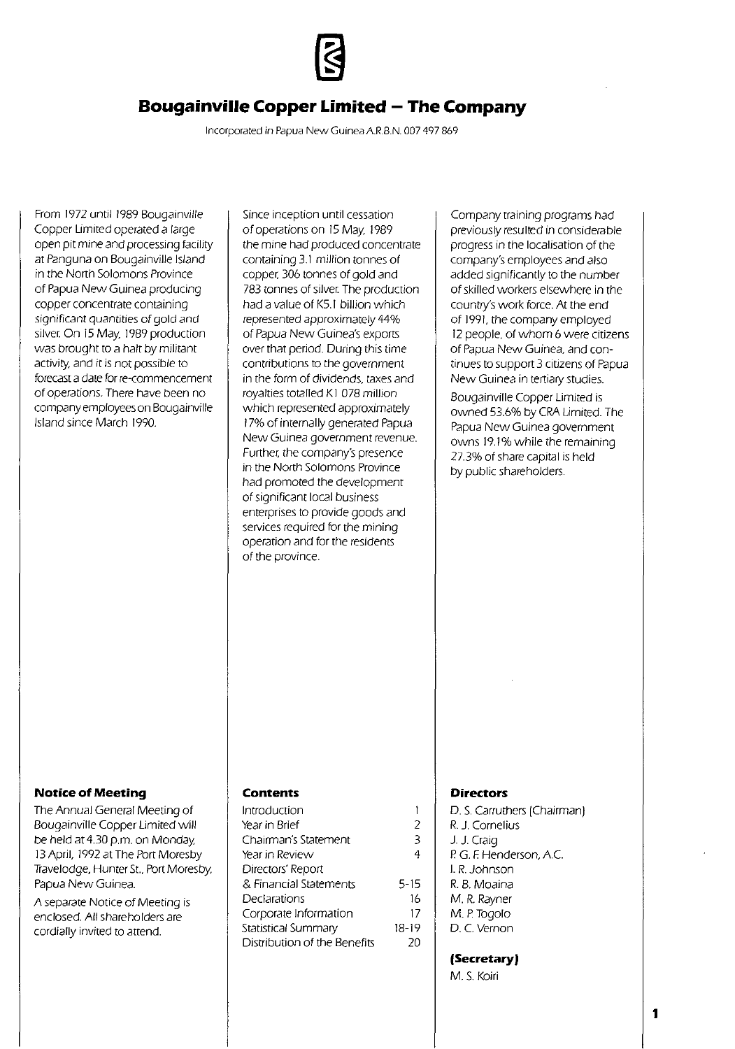# Bougainville Copper Limited – The Company

Incorporated in Papua New Guinea A.R.B.N. 007 497 869

From 1972 until 1989 Bougainville Copper Limited operated a large open pit mine and processing facility at Panguna on Bougainville Island in the North Solomons Province of Papua New Guinea producing copper concentrate containing significant quantities of gold and silver. On 15 May, 1989 production was brought to a halt by militant activity, and it is not possible to forecast a date for re-commencement of operations. There have been no company employees on Bougainville Island since March 1990.

Since inception until cessation of operations on 15 May, 1989 the mine had produced concentrate containing 3.1 million tonnes of copper, 306 tonnes of gold and 783 tonnes of silver. The production had a value of K5.1 billion which represented approximately 44% of Papua New Guinea's exports over that period. During this time contributions to the government in the form of dividends, taxes and royalties totalled K1 078 million which represented approximately 17% of internally generated Papua New Guinea government revenue. Further, the company's presence in the North Solomons Province had promoted the development of significant local business enterprises to provide goods and services required for the mining operation and for the residents of the province.

Company training programs had previously resulted in considerable progress in the localisation of the company's employees and also added significantly to the number of skilled workers elsewhere in the country's work force. At the end of 1991, the company employed 12 people, of whom 6 were citizens of Papua New Guinea, and continues to support 3 citizens of Papua New Guinea in tertiary studies.

Bougainville Copper Limited is owned 53.6% by CRA Limited. The Papua New Guinea government owns 19.1% while the remaining 27.3% of share capital is held by public shareholders.

### Notice of Meeting

The Annual General Meeting of Bougainville Copper Limited will be held at 4.30 p.m. on Monday, 13 April, 1992 at The Port Moresby Travelodge, Hunter St., Port Moresby, Papua New Guinea.

A separate Notice of Meeting is enclosed. All shareholders are cordially invited to attend.

### Contents

| | |
|---|---|
| Introduction | 1 |
| Year in Brief | 2 |
| Chairman's Statement | 3 |
| Year in Review | 4 |
| Directors' Report & Financial Statements | 5-15 |
| Declarations | 16 |
| Corporate Information | 17 |
| Statistical Summary | 18-19 |
| Distribution of the Benefits | 20 |

### Directors

D. S. Carruthers (Chairman)
R. J. Cornelius
J. J. Craig
P. G. F. Henderson, A.C.
I. R. Johnson
R. B. Moaina
M. R. Rayner
M. P. Togolo
D. C. Vernon

### (Secretary)

M. S. Koiri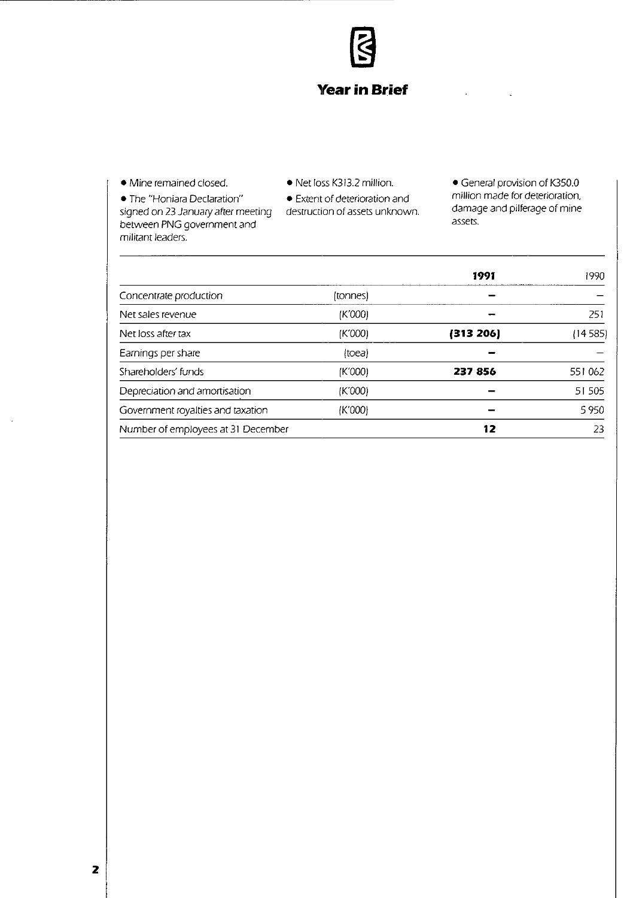# Year in Brief

- Mine remained closed.
- The "Honiara Declaration" signed on 23 January after meeting between PNG government and militant leaders.
- Net loss K313.2 million.
- Extent of deterioration and destruction of assets unknown.
- General provision of K350.0 million made for deterioration, damage and pilferage of mine assets.

| | | **1991** | 1990 |
|---|---|---|---|
| Concentrate production | (tonnes) | **–** | – |
| Net sales revenue | (K'000) | **–** | 251 |
| Net loss after tax | (K'000) | **(313 206)** | (14 585) |
| Earnings per share | (toea) | **–** | – |
| Shareholders' funds | (K'000) | **237 856** | 551 062 |
| Depreciation and amortisation | (K'000) | **–** | 51 505 |
| Government royalties and taxation | (K'000) | **–** | 5 950 |
| Number of employees at 31 December | | **12** | 23 |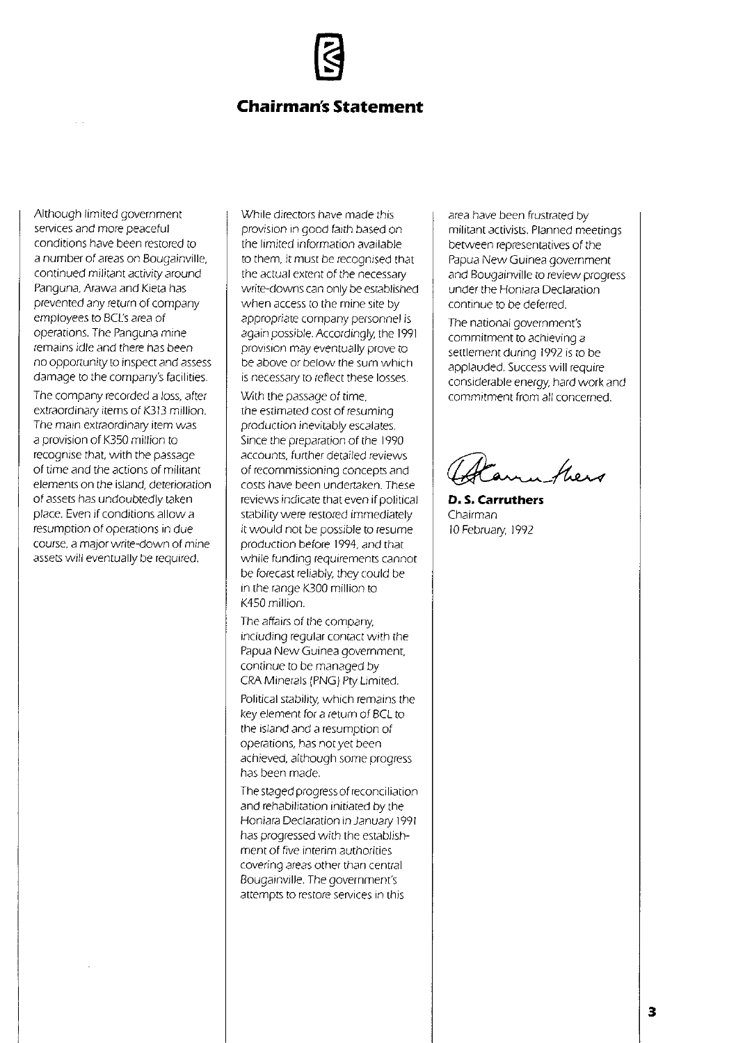## Chairman's Statement

Although limited government services and more peaceful conditions have been restored to a number of areas on Bougainville, continued militant activity around Panguna, Arawa and Kieta has prevented any return of company employees to BCL's area of operations. The Panguna mine remains idle and there has been no opportunity to inspect and assess damage to the company's facilities.

The company recorded a loss, after extraordinary items of K313 million. The main extraordinary item was a provision of K350 million to recognise that, with the passage of time and the actions of militant elements on the island, deterioration of assets has undoubtedly taken place. Even if conditions allow a resumption of operations in due course, a major write-down of mine assets will eventually be required.

While directors have made this provision in good faith based on the limited information available to them, it must be recognised that the actual extent of the necessary write-downs can only be established when access to the mine site by appropriate company personnel is again possible. Accordingly, the 1991 provision may eventually prove to be above or below the sum which is necessary to reflect these losses.

With the passage of time, the estimated cost of resuming production inevitably escalates. Since the preparation of the 1990 accounts, further detailed reviews of recommissioning concepts and costs have been undertaken. These reviews indicate that even if political stability were restored immediately it would not be possible to resume production before 1994, and that while funding requirements cannot be forecast reliably, they could be in the range K300 million to K450 million.

The affairs of the company, including regular contact with the Papua New Guinea government, continue to be managed by CRA Minerals (PNG) Pty Limited.

Political stability, which remains the key element for a return of BCL to the island and a resumption of operations, has not yet been achieved, although some progress has been made.

The staged progress of reconciliation and rehabilitation initiated by the Honiara Declaration in January 1991 has progressed with the establishment of five interim authorities covering areas other than central Bougainville. The government's attempts to restore services in this area have been frustrated by militant activists. Planned meetings between representatives of the Papua New Guinea government and Bougainville to review progress under the Honiara Declaration continue to be deferred.

The national government's commitment to achieving a settlement during 1992 is to be applauded. Success will require considerable energy, hard work and commitment from all concerned.

**D. S. Carruthers**
Chairman
10 February, 1992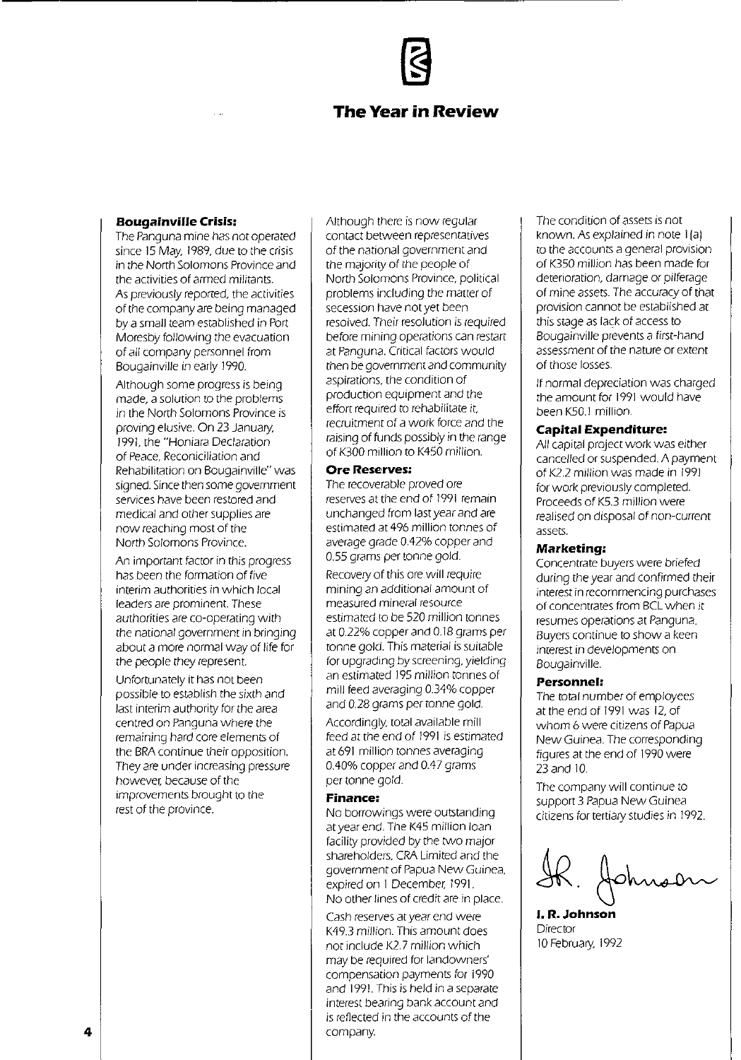# The Year in Review

### Bougainville Crisis:

The Panguna mine has not operated since 15 May, 1989, due to the crisis in the North Solomons Province and the activities of armed militants. As previously reported, the activities of the company are being managed by a small team established in Port Moresby following the evacuation of all company personnel from Bougainville in early 1990.

Although some progress is being made, a solution to the problems in the North Solomons Province is proving elusive. On 23 January, 1991, the "Honiara Declaration of Peace, Reconiciliation and Rehabilitation on Bougainville" was signed. Since then some government services have been restored and medical and other supplies are now reaching most of the North Solomons Province.

An important factor in this progress has been the formation of five interim authorities in which local leaders are prominent. These authorities are co-operating with the national government in bringing about a more normal way of life for the people they represent.

Unfortunately it has not been possible to establish the sixth and last interim authority for the area centred on Panguna where the remaining hard core elements of the BRA continue their opposition. They are under increasing pressure however, because of the improvements brought to the rest of the province.

Although there is now regular contact between representatives of the national government and the majority of the people of North Solomons Province, political problems including the matter of secession have not yet been resolved. Their resolution is required before mining operations can restart at Panguna. Critical factors would then be government and community aspirations, the condition of production equipment and the effort required to rehabilitate it, recruitment of a work force and the raising of funds possibly in the range of K300 million to K450 million.

### Ore Reserves:

The recoverable proved ore reserves at the end of 1991 remain unchanged from last year and are estimated at 496 million tonnes of average grade 0.42% copper and 0.55 grams per tonne gold.

Recovery of this ore will require mining an additional amount of measured mineral resource estimated to be 520 million tonnes at 0.22% copper and 0.18 grams per tonne gold. This material is suitable for upgrading by screening, yielding an estimated 195 million tonnes of mill feed averaging 0.34% copper and 0.28 grams per tonne gold.

Accordingly, total available mill feed at the end of 1991 is estimated at 691 million tonnes averaging 0.40% copper and 0.47 grams per tonne gold.

### Finance:

No borrowings were outstanding at year end. The K45 million loan facility provided by the two major shareholders, CRA Limited and the government of Papua New Guinea, expired on 1 December, 1991. No other lines of credit are in place.

Cash reserves at year end were K49.3 million. This amount does not include K2.7 million which may be required for landowners' compensation payments for 1990 and 1991. This is held in a separate interest bearing bank account and is reflected in the accounts of the company.

The condition of assets is not known. As explained in note 1(a) to the accounts a general provision of K350 million has been made for deterioration, damage or pilferage of mine assets. The accuracy of that provision cannot be established at this stage as lack of access to Bougainville prevents a first-hand assessment of the nature or extent of those losses.

If normal depreciation was charged the amount for 1991 would have been K50.1 million.

### Capital Expenditure:

All capital project work was either cancelled or suspended. A payment of K2.2 million was made in 1991 for work previously completed. Proceeds of K5.3 million were realised on disposal of non-current assets.

### Marketing:

Concentrate buyers were briefed during the year and confirmed their interest in recommencing purchases of concentrates from BCL when it resumes operations at Panguna. Buyers continue to show a keen interest in developments on Bougainville.

### Personnel:

The total number of employees at the end of 1991 was 12, of whom 6 were citizens of Papua New Guinea. The corresponding figures at the end of 1990 were 23 and 10.

The company will continue to support 3 Papua New Guinea citizens for tertiary studies in 1992.

**I. R. Johnson**
Director
10 February, 1992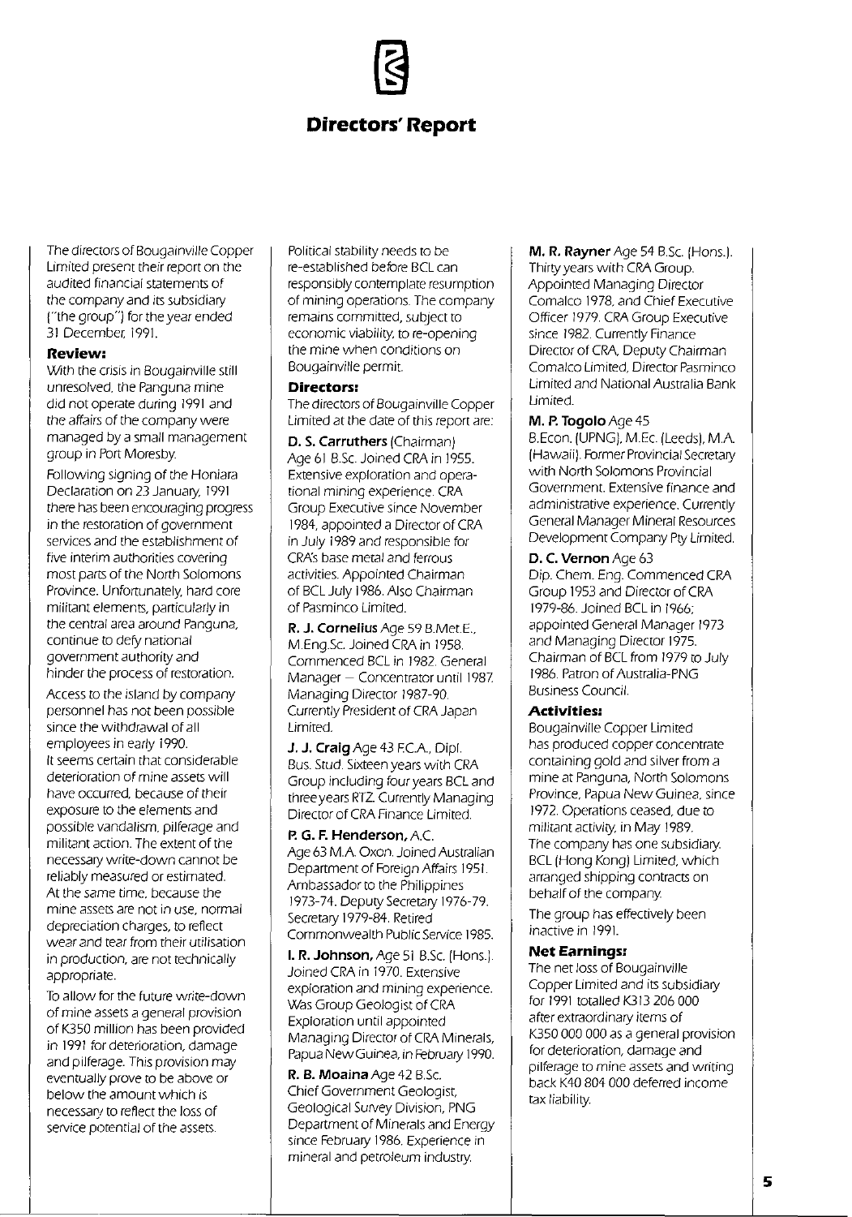# Directors' Report

The directors of Bougainville Copper Limited present their report on the audited financial statements of the company and its subsidiary ("the group") for the year ended 31 December, 1991.

### Review:

With the crisis in Bougainville still unresolved, the Panguna mine did not operate during 1991 and the affairs of the company were managed by a small management group in Port Moresby.

Following signing of the Honiara Declaration on 23 January, 1991 there has been encouraging progress in the restoration of government services and the establishment of five interim authorities covering most parts of the North Solomons Province. Unfortunately, hard core militant elements, particularly in the central area around Panguna, continue to defy national government authority and hinder the process of restoration.

Access to the island by company personnel has not been possible since the withdrawal of all employees in early 1990.

It seems certain that considerable deterioration of mine assets will have occurred, because of their exposure to the elements and possible vandalism, pilferage and militant action. The extent of the necessary write-down cannot be reliably measured or estimated. At the same time, because the mine assets are not in use, normal depreciation charges, to reflect wear and tear from their utilisation in production, are not technically appropriate.

To allow for the future write-down of mine assets a general provision of K350 million has been provided in 1991 for deterioration, damage and pilferage. This provision may eventually prove to be above or below the amount which is necessary to reflect the loss of service potential of the assets.

Political stability needs to be re-established before BCL can responsibly contemplate resumption of mining operations. The company remains committed, subject to economic viability, to re-opening the mine when conditions on Bougainville permit.

### Directors:

The directors of Bougainville Copper Limited at the date of this report are:

**D. S. Carruthers** (Chairman) Age 61 B.Sc. Joined CRA in 1955. Extensive exploration and operational mining experience. CRA Group Executive since November 1984, appointed a Director of CRA in July 1989 and responsible for CRA's base metal and ferrous activities. Appointed Chairman of BCL July 1986. Also Chairman of Pasminco Limited.

**R. J. Cornelius** Age 59 B.Met.E., M.Eng.Sc. Joined CRA in 1958. Commenced BCL in 1982. General Manager – Concentrator until 1987. Managing Director 1987-90. Currently President of CRA Japan Limited.

**J. J. Craig** Age 43 F.C.A., Dipl. Bus. Stud. Sixteen years with CRA Group including four years BCL and three years RTZ. Currently Managing Director of CRA Finance Limited.

**P. G. F. Henderson,** A.C. Age 63 M.A. Oxon. Joined Australian Department of Foreign Affairs 1951. Ambassador to the Philippines 1973-74. Deputy Secretary 1976-79. Secretary 1979-84. Retired Commonwealth Public Service 1985.

**I. R. Johnson,** Age 51 B.Sc. (Hons.). Joined CRA in 1970. Extensive exploration and mining experience. Was Group Geologist of CRA Exploration until appointed Managing Director of CRA Minerals, Papua New Guinea, in February 1990.

**R. B. Moaina** Age 42 B.Sc. Chief Government Geologist, Geological Survey Division, PNG Department of Minerals and Energy since February 1986. Experience in mineral and petroleum industry.

**M. R. Rayner** Age 54 B.Sc. (Hons.). Thirty years with CRA Group. Appointed Managing Director Comalco 1978, and Chief Executive Officer 1979. CRA Group Executive since 1982. Currently Finance Director of CRA, Deputy Chairman Comalco Limited, Director Pasminco Limited and National Australia Bank Limited.

**M. P. Togolo** Age 45 B.Econ. (UPNG), M.Ec. (Leeds), M.A. (Hawaii). Former Provincial Secretary with North Solomons Provincial Government. Extensive finance and administrative experience. Currently General Manager Mineral Resources Development Company Pty Limited.

**D. C. Vernon** Age 63 Dip. Chem. Eng. Commenced CRA Group 1953 and Director of CRA 1979-86. Joined BCL in 1966; appointed General Manager 1973 and Managing Director 1975. Chairman of BCL from 1979 to July 1986. Patron of Australia-PNG Business Council.

### Activities:

Bougainville Copper Limited has produced copper concentrate containing gold and silver from a mine at Panguna, North Solomons Province, Papua New Guinea, since 1972. Operations ceased, due to militant activity, in May 1989. The company has one subsidiary, BCL (Hong Kong) Limited, which arranged shipping contracts on behalf of the company.

The group has effectively been inactive in 1991.

### Net Earnings:

The net loss of Bougainville Copper Limited and its subsidiary for 1991 totalled K313 206 000 after extraordinary items of K350 000 000 as a general provision for deterioration, damage and pilferage to mine assets and writing back K40 804 000 deferred income tax liability.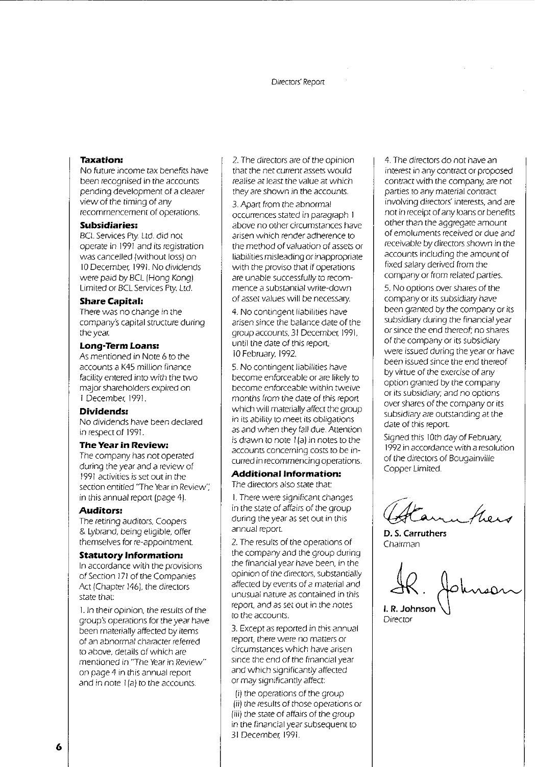**Taxation:**
No future income tax benefits have been recognised in the accounts pending development of a clearer view of the timing of any recommencement of operations.

**Subsidiaries:**
BCL Services Pty. Ltd. did not operate in 1991 and its registration was cancelled (without loss) on 10 December, 1991. No dividends were paid by BCL (Hong Kong) Limited or BCL Services Pty. Ltd.

**Share Capital:**
There was no change in the company's capital structure during the year.

**Long-Term Loans:**
As mentioned in Note 6 to the accounts a K45 million finance facility entered into with the two major shareholders expired on 1 December, 1991.

**Dividends:**
No dividends have been declared in respect of 1991.

**The Year in Review:**
The company has not operated during the year and a review of 1991 activities is set out in the section entitled "The Year in Review", in this annual report (page 4).

**Auditors:**
The retiring auditors, Coopers & Lybrand, being eligible, offer themselves for re-appointment.

**Statutory Information:**
In accordance with the provisions of Section 171 of the Companies Act (Chapter 146), the directors state that:

1. In their opinion, the results of the group's operations for the year have been materially affected by items of an abnormal character referred to above, details of which are mentioned in "The Year in Review" on page 4 in this annual report and in note 1(a) to the accounts.

2. The directors are of the opinion that the net current assets would realise at least the value at which they are shown in the accounts.

3. Apart from the abnormal occurrences stated in paragraph 1 above no other circumstances have arisen which render adherence to the method of valuation of assets or liabilities misleading or inappropriate with the proviso that if operations are unable successfully to recommence a substantial write-down of asset values will be necessary.

4. No contingent liabilities have arisen since the balance date of the group accounts, 31 December, 1991, until the date of this report, 10 February, 1992.

5. No contingent liabilities have become enforceable or are likely to become enforceable within twelve months from the date of this report which will materially affect the group in its ability to meet its obligations as and when they fall due. Attention is drawn to note 1(a) in notes to the accounts concerning costs to be incurred in recommencing operations.

**Additional Information:**
The directors also state that:

1. There were significant changes in the state of affairs of the group during the year as set out in this annual report.

2. The results of the operations of the company and the group during the financial year have been, in the opinion of the directors, substantially affected by events of a material and unusual nature as contained in this report, and as set out in the notes to the accounts.

3. Except as reported in this annual report, there were no matters or circumstances which have arisen since the end of the financial year and which significantly affected or may significantly affect:

(i) the operations of the group
(ii) the results of those operations or
(iii) the state of affairs of the group in the financial year subsequent to 31 December, 1991.

4. The directors do not have an interest in any contract or proposed contract with the company, are not parties to any material contract involving directors' interests, and are not in receipt of any loans or benefits other than the aggregate amount of emoluments received or due and receivable by directors shown in the accounts including the amount of fixed salary derived from the company or from related parties.

5. No options over shares of the company or its subsidiary have been granted by the company or its subsidiary during the financial year or since the end thereof; no shares of the company or its subsidiary were issued during the year or have been issued since the end thereof by virtue of the exercise of any option granted by the company or its subsidiary; and no options over shares of the company or its subsidiary are outstanding at the date of this report.

Signed this 10th day of February, 1992 in accordance with a resolution of the directors of Bougainville Copper Limited.

**D. S. Carruthers**
Chairman

**I. R. Johnson**
Director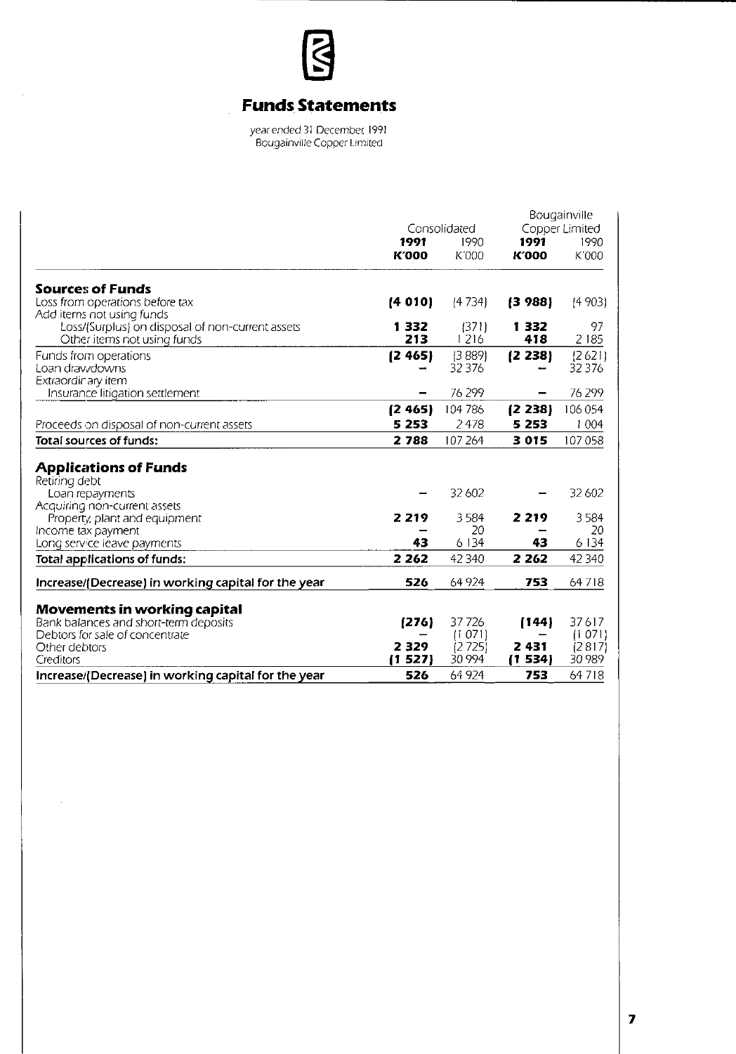## Funds Statements

*year ended 31 December, 1991*
*Bougainville Copper Limited*

| | Consolidated | | Bougainville Copper Limited | |
|---|---|---|---|---|
| | **1991** | 1990 | **1991** | 1990 |
| | **K'000** | K'000 | **K'000** | K'000 |
| **Sources of Funds** | | | | |
| Loss from operations before tax | **(4 010)** | (4 734) | **(3 988)** | (4 903) |
| Add items not using funds | | | | |
| Loss/(Surplus) on disposal of non-current assets | **1 332** | (371) | **1 332** | 97 |
| Other items not using funds | **213** | 1 216 | **418** | 2 185 |
| Funds from operations | **(2 465)** | (3 889) | **(2 238)** | (2 621) |
| Loan drawdowns | **–** | 32 376 | **–** | 32 376 |
| Extraordinary item | | | | |
| Insurance litigation settlement | **–** | 76 299 | **–** | 76 299 |
| | **(2 465)** | 104 786 | **(2 238)** | 106 054 |
| Proceeds on disposal of non-current assets | **5 253** | 2 478 | **5 253** | 1 004 |
| **Total sources of funds:** | **2 788** | 107 264 | **3 015** | 107 058 |
| **Applications of Funds** | | | | |
| Retiring debt | | | | |
| Loan repayments | **–** | 32 602 | **–** | 32 602 |
| Acquiring non-current assets | | | | |
| Property, plant and equipment | **2 219** | 3 584 | **2 219** | 3 584 |
| Income tax payment | **–** | 20 | **–** | 20 |
| Long service leave payments | **43** | 6 134 | **43** | 6 134 |
| **Total applications of funds:** | **2 262** | 42 340 | **2 262** | 42 340 |
| **Increase/(Decrease) in working capital for the year** | **526** | 64 924 | **753** | 64 718 |
| **Movements in working capital** | | | | |
| Bank balances and short-term deposits | **(276)** | 37 726 | **(144)** | 37 617 |
| Debtors for sale of concentrate | **–** | (1 071) | **–** | (1 071) |
| Other debtors | **2 329** | (2 725) | **2 431** | (2 817) |
| Creditors | **(1 527)** | 30 994 | **(1 534)** | 30 989 |
| **Increase/(Decrease) in working capital for the year** | **526** | 64 924 | **753** | 64 718 |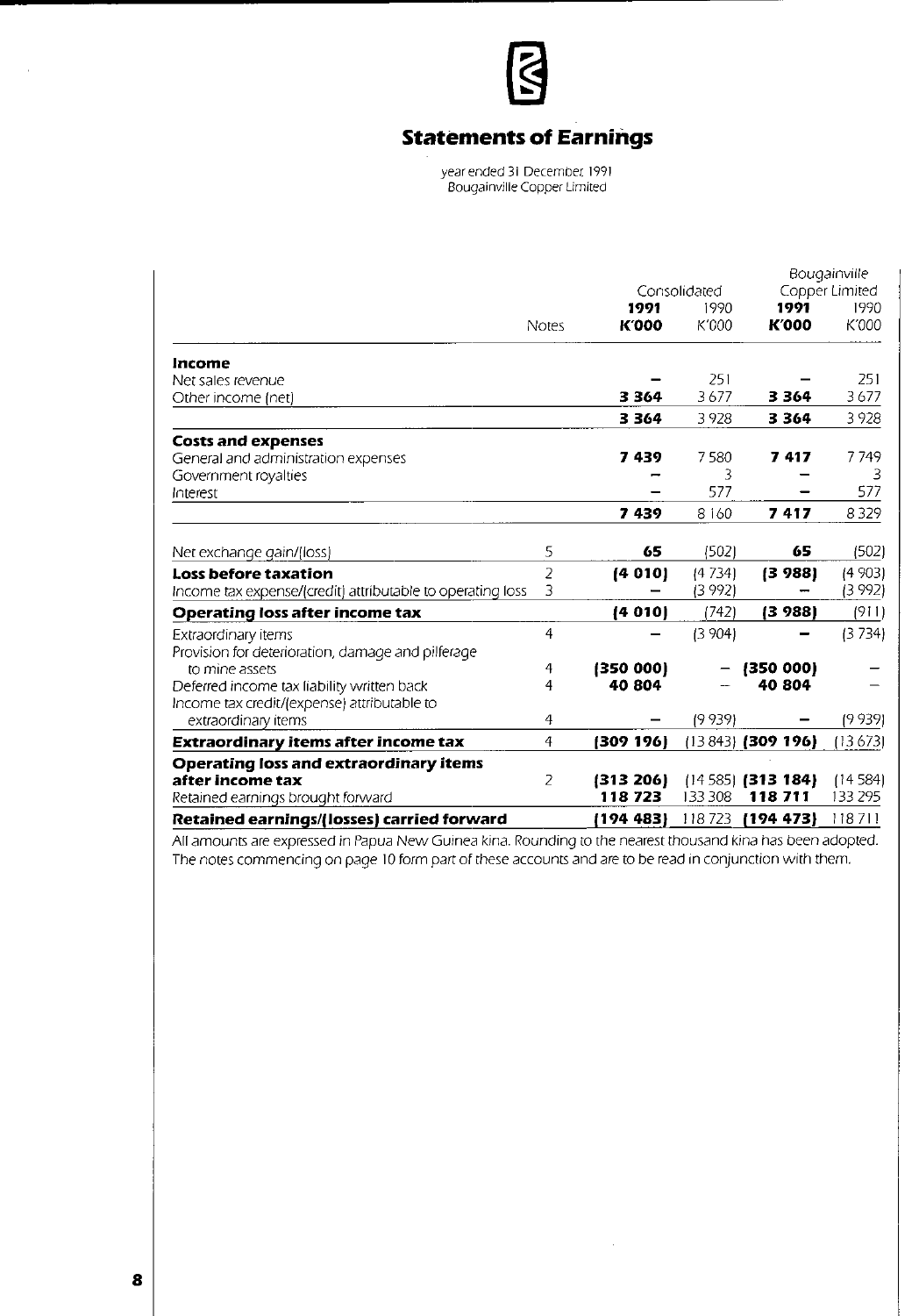# Statements of Earnings

year ended 31 December 1991
Bougainville Copper Limited

| | Notes | Consolidated | | Bougainville Copper Limited | |
|---|---|---|---|---|---|
| | | **1991 K'000** | 1990 K'000 | **1991 K'000** | 1990 K'000 |
| **Income** | | | | | |
| Net sales revenue | | **–** | 251 | **–** | 251 |
| Other income (net) | | **3 364** | 3 677 | **3 364** | 3 677 |
| | | **3 364** | 3 928 | **3 364** | 3 928 |
| **Costs and expenses** | | | | | |
| General and administration expenses | | **7 439** | 7 580 | **7 417** | 7 749 |
| Government royalties | | **–** | 3 | **–** | 3 |
| Interest | | **–** | 577 | **–** | 577 |
| | | **7 439** | 8 160 | **7 417** | 8 329 |
| Net exchange gain/(loss) | 5 | **65** | (502) | **65** | (502) |
| **Loss before taxation** | 2 | **(4 010)** | (4 734) | **(3 988)** | (4 903) |
| Income tax expense/(credit) attributable to operating loss | 3 | **–** | (3 992) | **–** | (3 992) |
| **Operating loss after income tax** | | **(4 010)** | (742) | **(3 988)** | (911) |
| Extraordinary items | 4 | **–** | (3 904) | **–** | (3 734) |
| Provision for deterioration, damage and pilferage to mine assets | 4 | **(350 000)** | – | **(350 000)** | – |
| Deferred income tax liability written back | 4 | **40 804** | – | **40 804** | – |
| Income tax credit/(expense) attributable to extraordinary items | 4 | **–** | (9 939) | **–** | (9 939) |
| **Extraordinary items after income tax** | 4 | **(309 196)** | (13 843) | **(309 196)** | (13 673) |
| **Operating loss and extraordinary items after income tax** | 2 | **(313 206)** | (14 585) | **(313 184)** | (14 584) |
| Retained earnings brought forward | | **118 723** | 133 308 | **118 711** | 133 295 |
| **Retained earnings/(losses) carried forward** | | **(194 483)** | 118 723 | **(194 473)** | 118 711 |

All amounts are expressed in Papua New Guinea kina. Rounding to the nearest thousand kina has been adopted.
The notes commencing on page 10 form part of these accounts and are to be read in conjunction with them.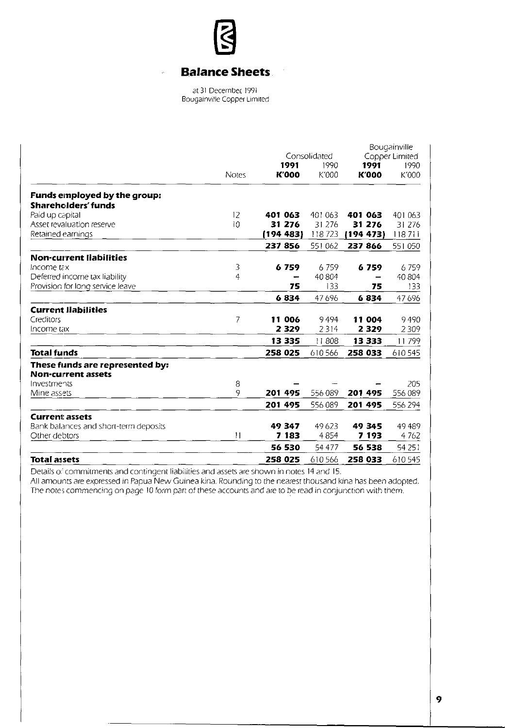# Balance Sheets

at 31 December, 1991
Bougainville Copper Limited

| | Notes | Consolidated 1991 K'000 | Consolidated 1990 K'000 | Bougainville Copper Limited 1991 K'000 | Bougainville Copper Limited 1990 K'000 |
|---|---|---|---|---|---|
| **Funds employed by the group:** | | | | | |
| **Shareholders' funds** | | | | | |
| Paid up capital | 12 | **401 063** | 401 063 | **401 063** | 401 063 |
| Asset revaluation reserve | 10 | **31 276** | 31 276 | **31 276** | 31 276 |
| Retained earnings | | **(194 483)** | 118 723 | **(194 473)** | 118 711 |
| | | **237 856** | 551 062 | **237 866** | 551 050 |
| **Non-current liabilities** | | | | | |
| Income tax | 3 | **6 759** | 6 759 | **6 759** | 6 759 |
| Deferred income tax liability | 4 | **–** | 40 804 | **–** | 40 804 |
| Provision for long service leave | | **75** | 133 | **75** | 133 |
| | | **6 834** | 47 696 | **6 834** | 47 696 |
| **Current liabilities** | | | | | |
| Creditors | 7 | **11 006** | 9 494 | **11 004** | 9 490 |
| Income tax | | **2 329** | 2 314 | **2 329** | 2 309 |
| | | **13 335** | 11 808 | **13 333** | 11 799 |
| **Total funds** | | **258 025** | 610 566 | **258 033** | 610 545 |
| **These funds are represented by:** | | | | | |
| **Non-current assets** | | | | | |
| Investments | 8 | **–** | – | **–** | 205 |
| Mine assets | 9 | **201 495** | 556 089 | **201 495** | 556 089 |
| | | **201 495** | 556 089 | **201 495** | 556 294 |
| **Current assets** | | | | | |
| Bank balances and short-term deposits | | **49 347** | 49 623 | **49 345** | 49 489 |
| Other debtors | 11 | **7 183** | 4 854 | **7 193** | 4 762 |
| | | **56 530** | 54 477 | **56 538** | 54 251 |
| **Total assets** | | **258 025** | 610 566 | **258 033** | 610 545 |

Details of commitments and contingent liabilities and assets are shown in notes 14 and 15.
All amounts are expressed in Papua New Guinea kina. Rounding to the nearest thousand kina has been adopted.
The notes commencing on page 10 form part of these accounts and are to be read in conjunction with them.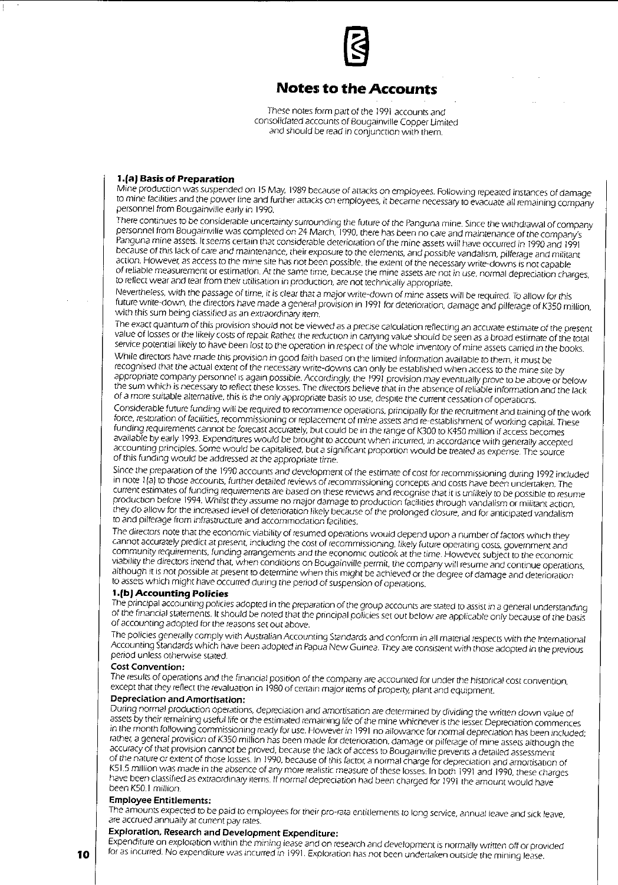# Notes to the Accounts

*These notes form part of the 1991 accounts and consolidated accounts of Bougainville Copper Limited and should be read in conjunction with them.*

## 1.(a) Basis of Preparation

Mine production was suspended on 15 May, 1989 because of attacks on employees. Following repeated instances of damage to mine facilities and the power line and further attacks on employees, it became necessary to evacuate all remaining company personnel from Bougainville early in 1990.

There continues to be considerable uncertainty surrounding the future of the Panguna mine. Since the withdrawal of company personnel from Bougainville was completed on 24 March, 1990, there has been no care and maintenance of the company's Panguna mine assets. It seems certain that considerable deterioration of the mine assets will have occurred in 1990 and 1991 because of this lack of care and maintenance, their exposure to the elements, and possible vandalism, pilferage and militant action. However, as access to the mine site has not been possible, the extent of the necessary write-downs is not capable of reliable measurement or estimation. At the same time, because the mine assets are not in use, normal depreciation charges, to reflect wear and tear from their utilisation in production, are not technically appropriate.

Nevertheless, with the passage of time, it is clear that a major write-down of mine assets will be required. To allow for this future write-down, the directors have made a general provision in 1991 for deterioration, damage and pilferage of K350 million, with this sum being classified as an extraordinary item.

The exact quantum of this provision should not be viewed as a precise calculation reflecting an accurate estimate of the present value of losses or the likely costs of repair. Rather, the reduction in carrying value should be seen as a broad estimate of the total service potential likely to have been lost to the operation in respect of the whole inventory of mine assets carried in the books.

While directors have made this provision in good faith based on the limited information available to them, it must be recognised that the actual extent of the necessary write-downs can only be established when access to the mine site by appropriate company personnel is again possible. Accordingly, the 1991 provision may eventually prove to be above or below the sum which is necessary to reflect these losses. The directors believe that in the absence of reliable information and the lack of a more suitable alternative, this is the only appropriate basis to use, despite the current cessation of operations.

Considerable future funding will be required to recommence operations, principally for the recruitment and training of the work force, restoration of facilities, recommissioning or replacement of mine assets and re-establishment of working capital. These funding requirements cannot be forecast accurately, but could be in the range of K300 to K450 million if access becomes available by early 1993. Expenditures would be brought to account when incurred, in accordance with generally accepted accounting principles. Some would be capitalised, but a significant proportion would be treated as expense. The source of this funding would be addressed at the appropriate time.

Since the preparation of the 1990 accounts and development of the estimate of cost for recommissioning during 1992 included in note 1(a) to those accounts, further detailed reviews of recommissioning concepts and costs have been undertaken. The current estimates of funding requirements are based on these reviews and recognise that it is unlikely to be possible to resume production before 1994. Whilst they assume no major damage to production facilities through vandalism or militant action, they do allow for the increased level of deterioration likely because of the prolonged closure, and for anticipated vandalism to and pilferage from infrastructure and accommodation facilities.

The directors note that the economic viability of resumed operations would depend upon a number of factors which they cannot accurately predict at present, including the cost of recommissioning, likely future operating costs, government and community requirements, funding arrangements and the economic outlook at the time. However, subject to the economic viability the directors intend that, when conditions on Bougainville permit, the company will resume and continue operations, although it is not possible at present to determine when this might be achieved or the degree of damage and deterioration to assets which might have occurred during the period of suspension of operations.

## 1.(b) Accounting Policies

The principal accounting policies adopted in the preparation of the group accounts are stated to assist in a general understanding of the financial statements. It should be noted that the principal policies set out below are applicable only because of the basis of accounting adopted for the reasons set out above.

The policies generally comply with Australian Accounting Standards and conform in all material respects with the International Accounting Standards which have been adopted in Papua New Guinea. They are consistent with those adopted in the previous period unless otherwise stated.

### Cost Convention:

The results of operations and the financial position of the company are accounted for under the historical cost convention, except that they reflect the revaluation in 1980 of certain major items of property, plant and equipment.

### Depreciation and Amortisation:

During normal production operations, depreciation and amortisation are determined by dividing the written down value of assets by their remaining useful life or the estimated remaining life of the mine whichever is the lesser. Depreciation commences in the month following commissioning ready for use. However in 1991 no allowance for normal depreciation has been included; rather, a general provision of K350 million has been made for deterioration, damage or pilferage of mine assets although the accuracy of that provision cannot be proved, because the lack of access to Bougainville prevents a detailed assessment of the nature or extent of those losses. In 1990, because of this factor, a normal charge for depreciation and amortisation of K51.5 million was made in the absence of any more realistic measure of these losses. In both 1991 and 1990, these charges have been classified as extraordinary items. If normal depreciation had been charged for 1991 the amount would have been K50.1 million.

### Employee Entitlements:

The amounts expected to be paid to employees for their pro-rata entitlements to long service, annual leave and sick leave, are accrued annually at current pay rates.

### Exploration, Research and Development Expenditure:

Expenditure on exploration within the mining lease and on research and development is normally written off or provided for as incurred. No expenditure was incurred in 1991. Exploration has not been undertaken outside the mining lease.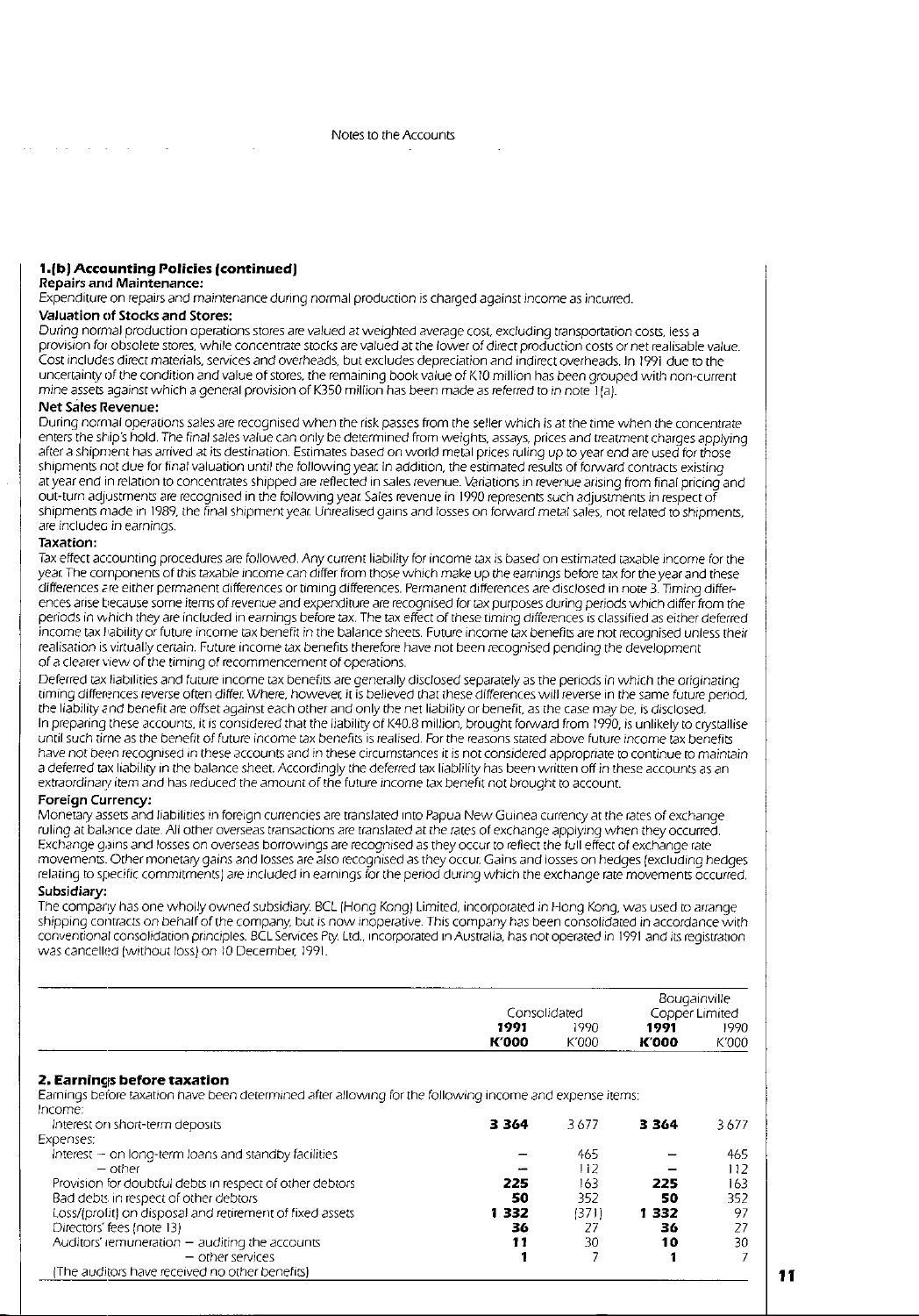## 1.(b) Accounting Policies (continued)

**Repairs and Maintenance:**

Expenditure on repairs and maintenance during normal production is charged against income as incurred.

**Valuation of Stocks and Stores:**

During normal production operations stores are valued at weighted average cost, excluding transportation costs, less a provision for obsolete stores, while concentrate stocks are valued at the lower of direct production costs or net realisable value. Cost includes direct materials, services and overheads, but excludes depreciation and indirect overheads. In 1991 due to the uncertainty of the condition and value of stores, the remaining book value of K10 million has been grouped with non-current mine assets against which a general provision of K350 million has been made as referred to in note 1(a).

**Net Sales Revenue:**

During normal operations sales are recognised when the risk passes from the seller which is at the time when the concentrate enters the ship's hold. The final sales value can only be determined from weights, assays, prices and treatment charges applying after a shipment has arrived at its destination. Estimates based on world metal prices ruling up to year end are used for those shipments not due for final valuation until the following year. In addition, the estimated results of forward contracts existing at year end in relation to concentrates shipped are reflected in sales revenue. Variations in revenue arising from final pricing and out-turn adjustments are recognised in the following year. Sales revenue in 1990 represents such adjustments in respect of shipments made in 1989, the final shipment year. Unrealised gains and losses on forward metal sales, not related to shipments, are included in earnings.

**Taxation:**

Tax effect accounting procedures are followed. Any current liability for income tax is based on estimated taxable income for the year. The components of this taxable income can differ from those which make up the earnings before tax for the year and these differences are either permanent differences or timing differences. Permanent differences are disclosed in note 3. Timing differences arise because some items of revenue and expenditure are recognised for tax purposes during periods which differ from the periods in which they are included in earnings before tax. The tax effect of these timing differences is classified as either deferred income tax liability or future income tax benefit in the balance sheets. Future income tax benefits are not recognised unless their realisation is virtually certain. Future income tax benefits therefore have not been recognised pending the development of a clearer view of the timing of recommencement of operations.

Deferred tax liabilities and future income tax benefits are generally disclosed separately as the periods in which the originating timing differences reverse often differ. Where, however, it is believed that these differences will reverse in the same future period, the liability and benefit are offset against each other and only the net liability or benefit, as the case may be, is disclosed.

In preparing these accounts, it is considered that the liability of K40.8 million, brought forward from 1990, is unlikely to crystallise until such time as the benefit of future income tax benefits is realised. For the reasons stated above future income tax benefits have not been recognised in these accounts and in these circumstances it is not considered appropriate to continue to maintain a deferred tax liability in the balance sheet. Accordingly the deferred tax liability has been written off in these accounts as an extraordinary item and has reduced the amount of the future income tax benefit not brought to account.

**Foreign Currency:**

Monetary assets and liabilities in foreign currencies are translated into Papua New Guinea currency at the rates of exchange ruling at balance date. All other overseas transactions are translated at the rates of exchange applying when they occurred. Exchange gains and losses on overseas borrowings are recognised as they occur to reflect the full effect of exchange rate movements. Other monetary gains and losses are also recognised as they occur. Gains and losses on hedges (excluding hedges relating to specific commitments) are included in earnings for the period during which the exchange rate movements occurred.

**Subsidiary:**

The company has one wholly owned subsidiary. BCL (Hong Kong) Limited, incorporated in Hong Kong, was used to arrange shipping contracts on behalf of the company, but is now inoperative. This company has been consolidated in accordance with conventional consolidation principles. BCL Services Pty. Ltd., incorporated in Australia, has not operated in 1991 and its registration was cancelled (without loss) on 10 December, 1991.

| | Consolidated | | Bougainville Copper Limited | |
|---|---|---|---|---|
| | **1991** | 1990 | **1991** | 1990 |
| | **K'000** | K'000 | **K'000** | K'000 |
| **2. Earnings before taxation** | | | | |
| Earnings before taxation have been determined after allowing for the following income and expense items: | | | | |
| Income: | | | | |
| Interest on short-term deposits | **3 364** | 3 677 | **3 364** | 3 677 |
| Expenses: | | | | |
| Interest — on long-term loans and standby facilities | **—** | 465 | **—** | 465 |
| — other | **—** | 112 | **—** | 112 |
| Provision for doubtful debts in respect of other debtors | **225** | 163 | **225** | 163 |
| Bad debts in respect of other debtors | **50** | 352 | **50** | 352 |
| Loss/(profit) on disposal and retirement of fixed assets | **1 332** | (371) | **1 332** | 97 |
| Directors' fees (note 13) | **36** | 27 | **36** | 27 |
| Auditors' remuneration — auditing the accounts | **11** | 30 | **10** | 30 |
| — other services | **1** | 7 | **1** | 7 |
| (The auditors have received no other benefits) | | | | |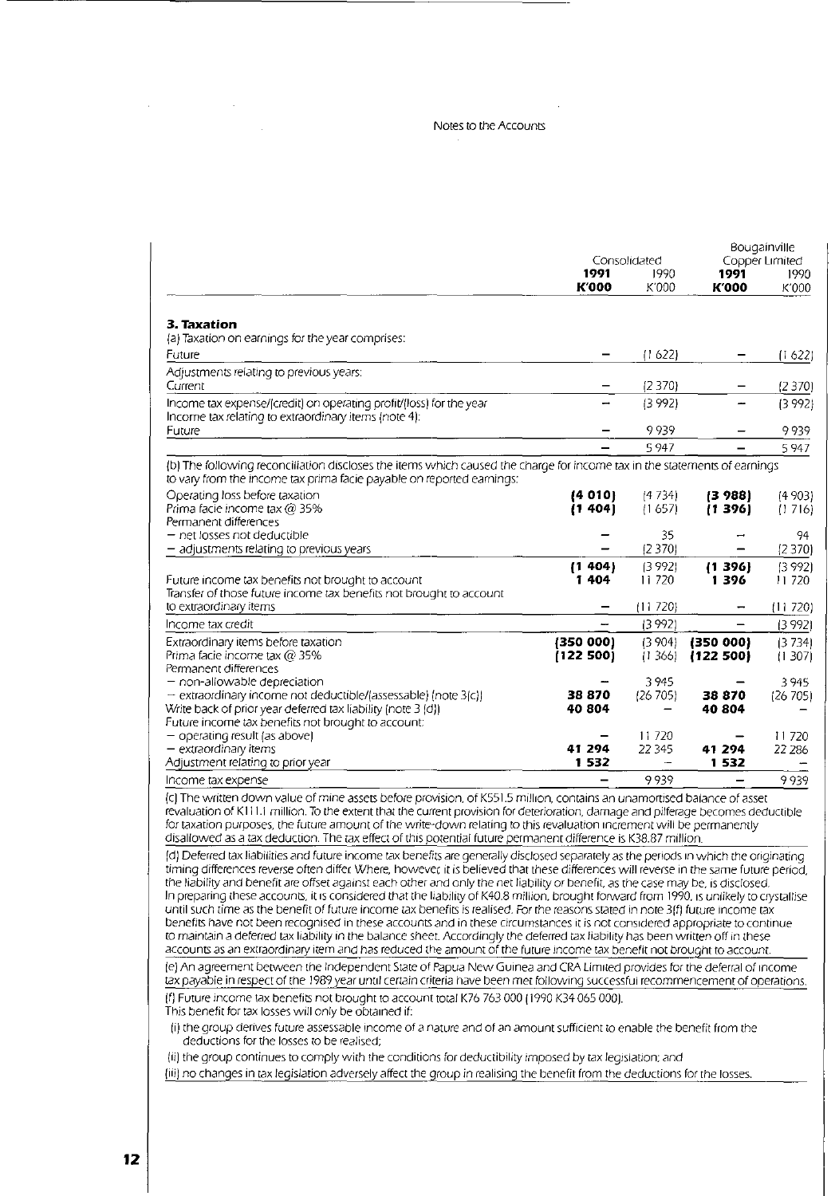Notes to the Accounts

| | Consolidated | | Bougainville Copper Limited | |
|---|---|---|---|---|
| | **1991** | 1990 | **1991** | 1990 |
| | **K'000** | K'000 | **K'000** | K'000 |
| **3. Taxation** | | | | |
| (a) Taxation on earnings for the year comprises: | | | | |
| Future | **–** | (1 622) | **–** | (1 622) |
| Adjustments relating to previous years: | | | | |
| Current | **–** | (2 370) | **–** | (2 370) |
| Income tax expense/(credit) on operating profit/(loss) for the year | **–** | (3 992) | **–** | (3 992) |
| Income tax relating to extraordinary items (note 4): | | | | |
| Future | **–** | 9 939 | **–** | 9 939 |
| | **–** | 5 947 | **–** | 5 947 |
| (b) The following reconciliation discloses the items which caused the charge for income tax in the statements of earnings to vary from the income tax prima facie payable on reported earnings: | | | | |
| Operating loss before taxation | **(4 010)** | (4 734) | **(3 988)** | (4 903) |
| Prima facie income tax @ 35% | **(1 404)** | (1 657) | **(1 396)** | (1 716) |
| Permanent differences | | | | |
| – net losses not deductible | **–** | 35 | **–** | 94 |
| – adjustments relating to previous years | **–** | (2 370) | **–** | (2 370) |
| | **(1 404)** | (3 992) | **(1 396)** | (3 992) |
| Future income tax benefits not brought to account | **1 404** | 11 720 | **1 396** | 11 720 |
| Transfer of those future income tax benefits not brought to account to extraordinary items | **–** | (11 720) | **–** | (11 720) |
| Income tax credit | **–** | (3 992) | **–** | (3 992) |
| Extraordinary items before taxation | **(350 000)** | (3 904) | **(350 000)** | (3 734) |
| Prima facie income tax @ 35% | **(122 500)** | (1 366) | **(122 500)** | (1 307) |
| Permanent differences | | | | |
| – non-allowable depreciation | **–** | 3 945 | **–** | 3 945 |
| – extraordinary income not deductible/(assessable) (note 3(c)) | **38 870** | (26 705) | **38 870** | (26 705) |
| Write back of prior year deferred tax liability (note 3 (d)) | **40 804** | – | **40 804** | – |
| Future income tax benefits not brought to account: | | | | |
| – operating result (as above) | **–** | 11 720 | **–** | 11 720 |
| – extraordinary items | **41 294** | 22 345 | **41 294** | 22 286 |
| Adjustment relating to prior year | **1 532** | – | **1 532** | – |
| Income tax expense | **–** | 9 939 | **–** | 9 939 |

(c) The written down value of mine assets before provision, of K551.5 million, contains an unamortised balance of asset revaluation of K111.1 million. To the extent that the current provision for deterioration, damage and pilferage becomes deductible for taxation purposes, the future amount of the write-down relating to this revaluation increment will be permanently disallowed as a tax deduction. The tax effect of this potential future permanent difference is K38.87 million.

(d) Deferred tax liabilities and future income tax benefits are generally disclosed separately as the periods in which the originating timing differences reverse often differ. Where, however, it is believed that these differences will reverse in the same future period, the liability and benefit are offset against each other and only the net liability or benefit, as the case may be, is disclosed. In preparing these accounts, it is considered that the liability of K40.8 million, brought forward from 1990, is unlikely to crystallise until such time as the benefit of future income tax benefits is realised. For the reasons stated in note 3(f) future income tax benefits have not been recognised in these accounts and in these circumstances it is not considered appropriate to continue to maintain a deferred tax liability in the balance sheet. Accordingly the deferred tax liability has been written off in these accounts as an extraordinary item and has reduced the amount of the future income tax benefit not brought to account.

(e) An agreement between the Independent State of Papua New Guinea and CRA Limited provides for the deferral of income tax payable in respect of the 1989 year until certain criteria have been met following successful recommencement of operations.

(f) Future income tax benefits not brought to account total K76 763 000 (1990 K34 065 000).
This benefit for tax losses will only be obtained if:

(i) the group derives future assessable income of a nature and of an amount sufficient to enable the benefit from the deductions for the losses to be realised;

(ii) the group continues to comply with the conditions for deductibility imposed by tax legislation; and

(iii) no changes in tax legislation adversely affect the group in realising the benefit from the deductions for the losses.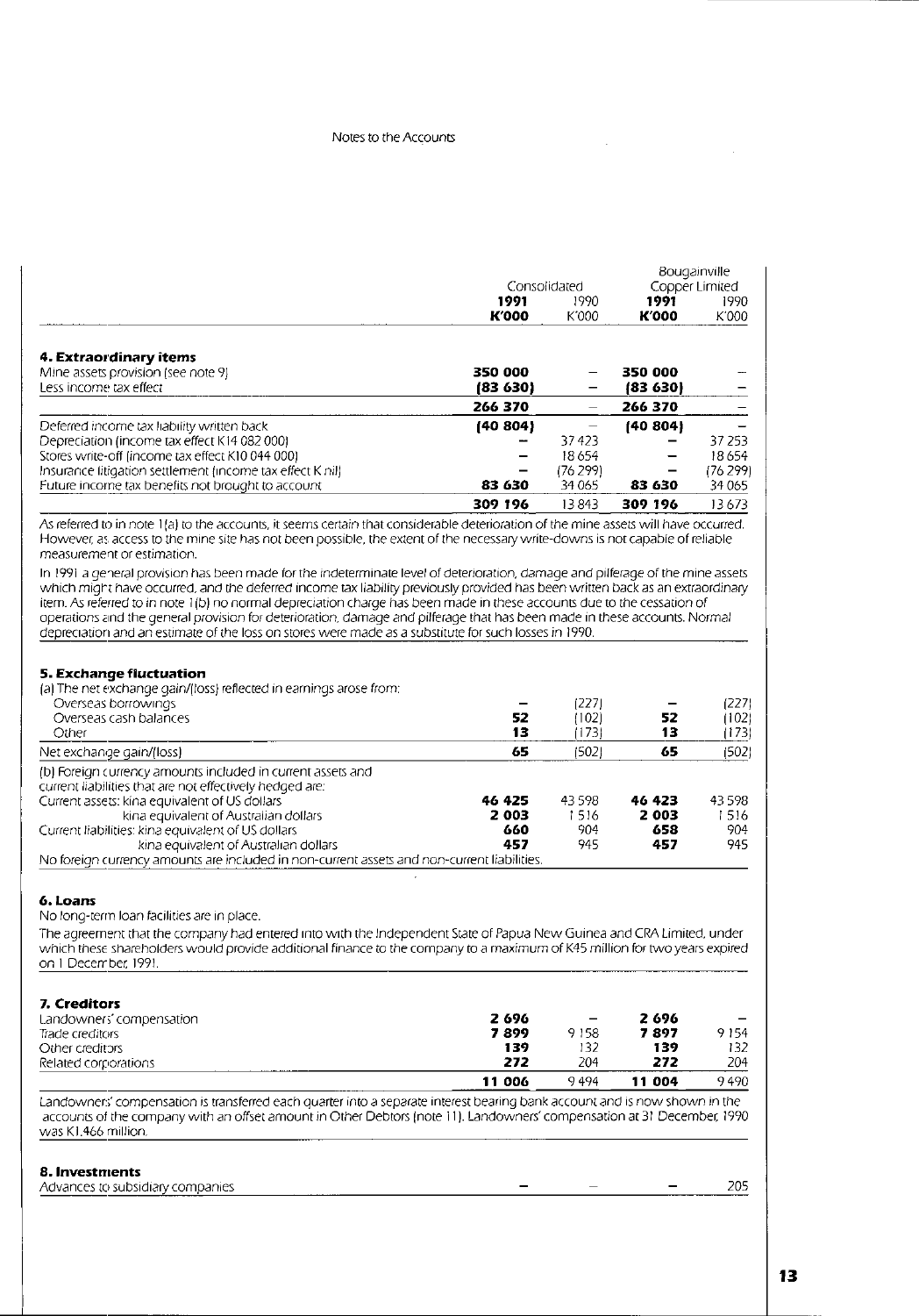Notes to the Accounts

| | Consolidated | | Bougainville Copper Limited | |
|---|---|---|---|---|
| | **1991** | 1990 | **1991** | 1990 |
| | **K'000** | K'000 | **K'000** | K'000 |
| **4. Extraordinary items** | | | | |
| Mine assets provision (see note 9) | **350 000** | – | **350 000** | – |
| Less income tax effect | **(83 630)** | – | **(83 630)** | – |
| | **266 370** | – | **266 370** | – |
| Deferred income tax liability written back | **(40 804)** | – | **(40 804)** | – |
| Depreciation (income tax effect K14 082 000) | – | 37 423 | – | 37 253 |
| Stores write-off (income tax effect K10 044 000) | – | 18 654 | – | 18 654 |
| Insurance litigation settlement (income tax effect K nil) | – | (76 299) | – | (76 299) |
| Future income tax benefits not brought to account | **83 630** | 34 065 | **83 630** | 34 065 |
| | **309 196** | 13 843 | **309 196** | 13 673 |

As referred to in note 1(a) to the accounts, it seems certain that considerable deterioration of the mine assets will have occurred. However, as access to the mine site has not been possible, the extent of the necessary write-downs is not capable of reliable measurement or estimation.

In 1991 a general provision has been made for the indeterminate level of deterioration, damage and pilferage of the mine assets which might have occurred, and the deferred income tax liability previously provided has been written back as an extraordinary item. As referred to in note 1(b) no normal depreciation charge has been made in these accounts due to the cessation of operations and the general provision for deterioration, damage and pilferage that has been made in these accounts. Normal depreciation and an estimate of the loss on stores were made as a substitute for such losses in 1990.

| | Consolidated | | Bougainville Copper Limited | |
|---|---|---|---|---|
| | **1991** | 1990 | **1991** | 1990 |
| **5. Exchange fluctuation** | | | | |
| (a) The net exchange gain/(loss) reflected in earnings arose from: | | | | |
| Overseas borrowings | – | (227) | – | (227) |
| Overseas cash balances | **52** | (102) | **52** | (102) |
| Other | **13** | (173) | **13** | (173) |
| Net exchange gain/(loss) | **65** | (502) | **65** | (502) |
| (b) Foreign currency amounts included in current assets and current liabilities that are not effectively hedged are: | | | | |
| Current assets: kina equivalent of US dollars | **46 425** | 43 598 | **46 423** | 43 598 |
| kina equivalent of Australian dollars | **2 003** | 1 516 | **2 003** | 1 516 |
| Current liabilities: kina equivalent of US dollars | **660** | 904 | **658** | 904 |
| kina equivalent of Australian dollars | **457** | 945 | **457** | 945 |

No foreign currency amounts are included in non-current assets and non-current liabilities.

**6. Loans**

No long-term loan facilities are in place.

The agreement that the company had entered into with the Independent State of Papua New Guinea and CRA Limited, under which these shareholders would provide additional finance to the company to a maximum of K45 million for two years expired on 1 December, 1991.

| | Consolidated | | Bougainville Copper Limited | |
|---|---|---|---|---|
| | **1991** | 1990 | **1991** | 1990 |
| **7. Creditors** | | | | |
| Landowners' compensation | **2 696** | – | **2 696** | – |
| Trade creditors | **7 899** | 9 158 | **7 897** | 9 154 |
| Other creditors | **139** | 132 | **139** | 132 |
| Related corporations | **272** | 204 | **272** | 204 |
| | **11 006** | 9 494 | **11 004** | 9 490 |

Landowners' compensation is transferred each quarter into a separate interest bearing bank account and is now shown in the accounts of the company with an offset amount in Other Debtors (note 11). Landowners' compensation at 31 December, 1990 was K1.466 million.

| | Consolidated | | Bougainville Copper Limited | |
|---|---|---|---|---|
| | **1991** | 1990 | **1991** | 1990 |
| **8. Investments** | | | | |
| Advances to subsidiary companies | – | – | – | 205 |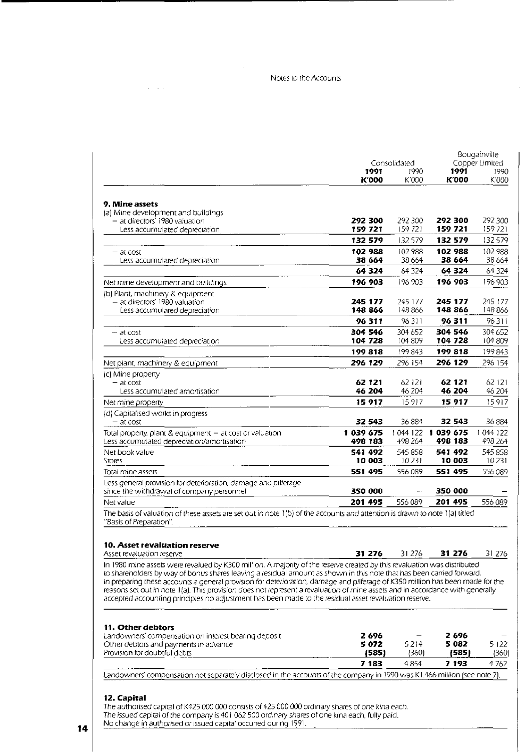Notes to the Accounts

| | Consolidated | | Bougainville Copper Limited | |
|---|---|---|---|---|
| | **1991** | 1990 | **1991** | 1990 |
| | **K'000** | K'000 | **K'000** | K'000 |
| **9. Mine assets** | | | | |
| (a) Mine development and buildings | | | | |
| – at directors' 1980 valuation | **292 300** | 292 300 | **292 300** | 292 300 |
| Less accumulated depreciation | **159 721** | 159 721 | **159 721** | 159 721 |
| | **132 579** | 132 579 | **132 579** | 132 579 |
| – at cost | **102 988** | 102 988 | **102 988** | 102 988 |
| Less accumulated depreciation | **38 664** | 38 664 | **38 664** | 38 664 |
| | **64 324** | 64 324 | **64 324** | 64 324 |
| Net mine development and buildings | **196 903** | 196 903 | **196 903** | 196 903 |
| (b) Plant, machinery & equipment | | | | |
| – at directors' 1980 valuation | **245 177** | 245 177 | **245 177** | 245 177 |
| Less accumulated depreciation | **148 866** | 148 866 | **148 866** | 148 866 |
| | **96 311** | 96 311 | **96 311** | 96 311 |
| – at cost | **304 546** | 304 652 | **304 546** | 304 652 |
| Less accumulated depreciation | **104 728** | 104 809 | **104 728** | 104 809 |
| | **199 818** | 199 843 | **199 818** | 199 843 |
| Net plant, machinery & equipment | **296 129** | 296 154 | **296 129** | 296 154 |
| (c) Mine property | | | | |
| – at cost | **62 121** | 62 121 | **62 121** | 62 121 |
| Less accumulated amortisation | **46 204** | 46 204 | **46 204** | 46 204 |
| Net mine property | **15 917** | 15 917 | **15 917** | 15 917 |
| (d) Capitalised works in progress | | | | |
| – at cost | **32 543** | 36 884 | **32 543** | 36 884 |
| Total property, plant & equipment – at cost or valuation | **1 039 675** | 1 044 122 | **1 039 675** | 1 044 122 |
| Less accumulated depreciation/amortisation | **498 183** | 498 264 | **498 183** | 498 264 |
| Net book value | **541 492** | 545 858 | **541 492** | 545 858 |
| Stores | **10 003** | 10 231 | **10 003** | 10 231 |
| Total mine assets | **551 495** | 556 089 | **551 495** | 556 089 |
| Less general provision for deterioration, damage and pilferage since the withdrawal of company personnel | **350 000** | – | **350 000** | – |
| Net value | **201 495** | 556 089 | **201 495** | 556 089 |

The basis of valuation of these assets are set out in note 1(b) of the accounts and attention is drawn to note 1(a) titled "Basis of Preparation".

**10. Asset revaluation reserve**

| | | | | |
|---|---|---|---|---|
| Asset revaluation reserve | **31 276** | 31 276 | **31 276** | 31 276 |

In 1980 mine assets were revalued by K300 million. A majority of the reserve created by this revaluation was distributed to shareholders by way of bonus shares leaving a residual amount as shown in this note that has been carried forward. In preparing these accounts a general provision for deterioration, damage and pilferage of K350 million has been made for the reasons set out in note 1(a). This provision does not represent a revaluation of mine assets and in accordance with generally accepted accounting principles no adjustment has been made to the residual asset revaluation reserve.

**11. Other debtors**

| | | | | |
|---|---|---|---|---|
| Landowners' compensation on interest bearing deposit | **2 696** | – | **2 696** | – |
| Other debtors and payments in advance | **5 072** | 5 214 | **5 082** | 5 122 |
| Provision for doubtful debts | **(585)** | (360) | **(585)** | (360) |
| | **7 183** | 4 854 | **7 193** | 4 762 |

Landowners' compensation not separately disclosed in the accounts of the company in 1990 was K1.466 million (see note 7).

**12. Capital**

The authorised capital of K425 000 000 consists of 425 000 000 ordinary shares of one kina each.
The issued capital of the company is 401 062 500 ordinary shares of one kina each, fully paid.
No change in authorised or issued capital occurred during 1991.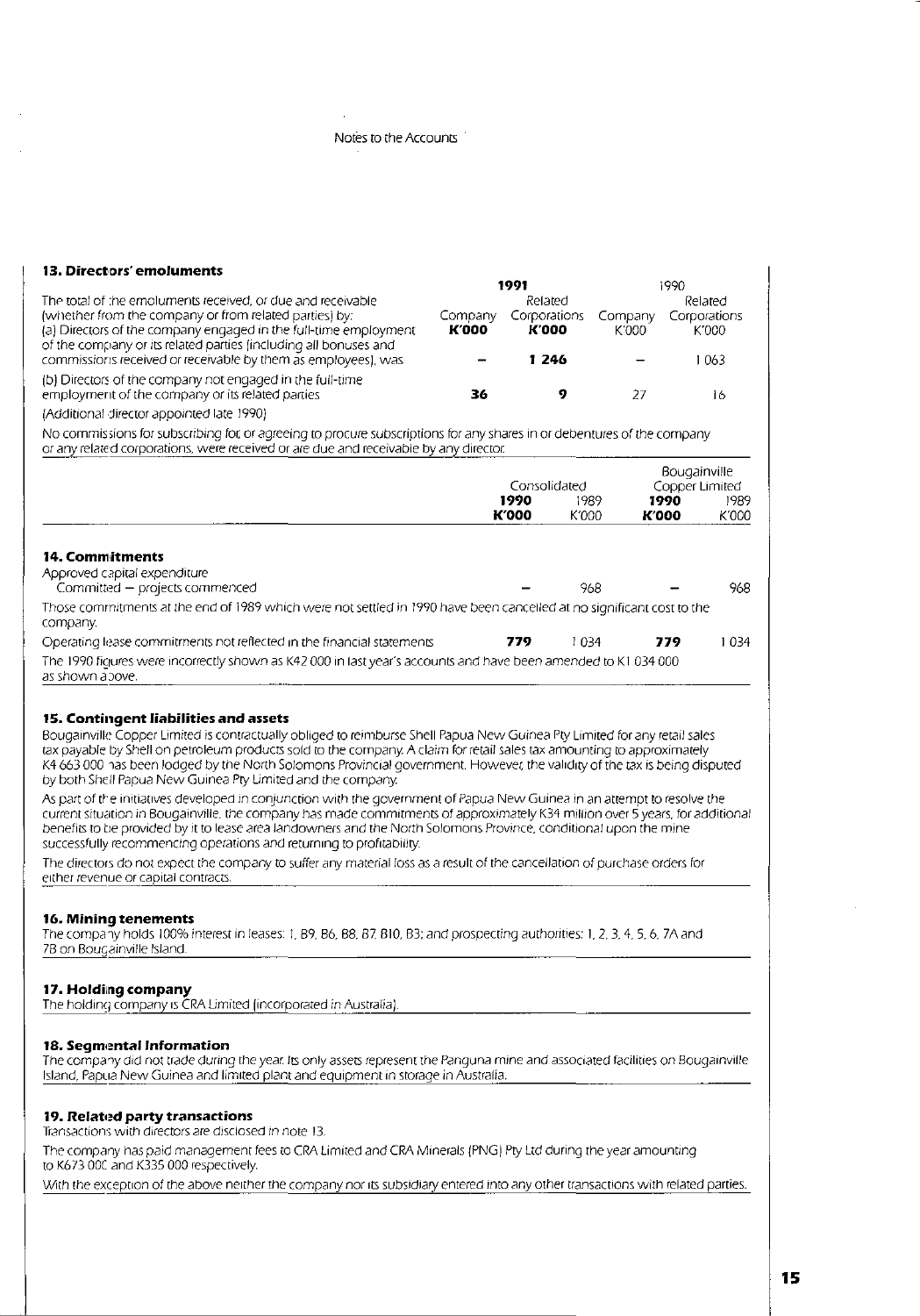## 13. Directors' emoluments

| | 1991 | | 1990 | |
|---|---|---|---|---|
| | Company | Related Corporations | Company | Related Corporations |
| The total of the emoluments received, or due and receivable (whether from the company or from related parties) by: | **K'000** | **K'000** | K'000 | K'000 |
| (a) Directors of the company engaged in the full-time employment of the company or its related parties (including all bonuses and commissions received or receivable by them as employees), was | **–** | **1 246** | – | 1 063 |
| (b) Directors of the company not engaged in the full-time employment of the company or its related parties | **36** | **9** | 27 | 16 |

(Additional director appointed late 1990)

No commissions for subscribing for, or agreeing to procure subscriptions for any shares in or debentures of the company or any related corporations, were received or are due and receivable by any director.

| | Consolidated | | Bougainville Copper Limited | |
|---|---|---|---|---|
| | **1990** | 1989 | **1990** | 1989 |
| | **K'000** | K'000 | **K'000** | K'000 |

## 14. Commitments

| | Consolidated 1990 K'000 | Consolidated 1989 K'000 | Bougainville Copper Limited 1990 K'000 | Bougainville Copper Limited 1989 K'000 |
|---|---|---|---|---|
| Approved capital expenditure | | | | |
| Committed – projects commenced | **–** | 968 | **–** | 968 |

Those commitments at the end of 1989 which were not settled in 1990 have been cancelled at no significant cost to the company.

| | Consolidated 1990 K'000 | Consolidated 1989 K'000 | Bougainville Copper Limited 1990 K'000 | Bougainville Copper Limited 1989 K'000 |
|---|---|---|---|---|
| Operating lease commitments not reflected in the financial statements | **779** | 1 034 | **779** | 1 034 |

The 1990 figures were incorrectly shown as K42 000 in last year's accounts and have been amended to K1 034 000 as shown above.

## 15. Contingent liabilities and assets

Bougainville Copper Limited is contractually obliged to reimburse Shell Papua New Guinea Pty Limited for any retail sales tax payable by Shell on petroleum products sold to the company. A claim for retail sales tax amounting to approximately K4 663 000 has been lodged by the North Solomons Provincial government. However, the validity of the tax is being disputed by both Shell Papua New Guinea Pty Limited and the company.

As part of the initiatives developed in conjunction with the government of Papua New Guinea in an attempt to resolve the current situation in Bougainville, the company has made commitments of approximately K34 million over 5 years, for additional benefits to be provided by it to lease area landowners and the North Solomons Province, conditional upon the mine successfully recommencing operations and returning to profitability.

The directors do not expect the company to suffer any material loss as a result of the cancellation of purchase orders for either revenue or capital contracts.

## 16. Mining tenements

The company holds 100% interest in leases: 1, B9, B6, B8, B7, B10, B3; and prospecting authorities: 1, 2, 3, 4, 5, 6, 7A and 7B on Bougainville Island.

## 17. Holding company

The holding company is CRA Limited (incorporated in Australia).

## 18. Segmental Information

The company did not trade during the year. Its only assets represent the Panguna mine and associated facilities on Bougainville Island, Papua New Guinea and limited plant and equipment in storage in Australia.

## 19. Related party transactions

Transactions with directors are disclosed in note 13.

The company has paid management fees to CRA Limited and CRA Minerals (PNG) Pty Ltd during the year amounting to K673 000 and K335 000 respectively.

With the exception of the above neither the company nor its subsidiary entered into any other transactions with related parties.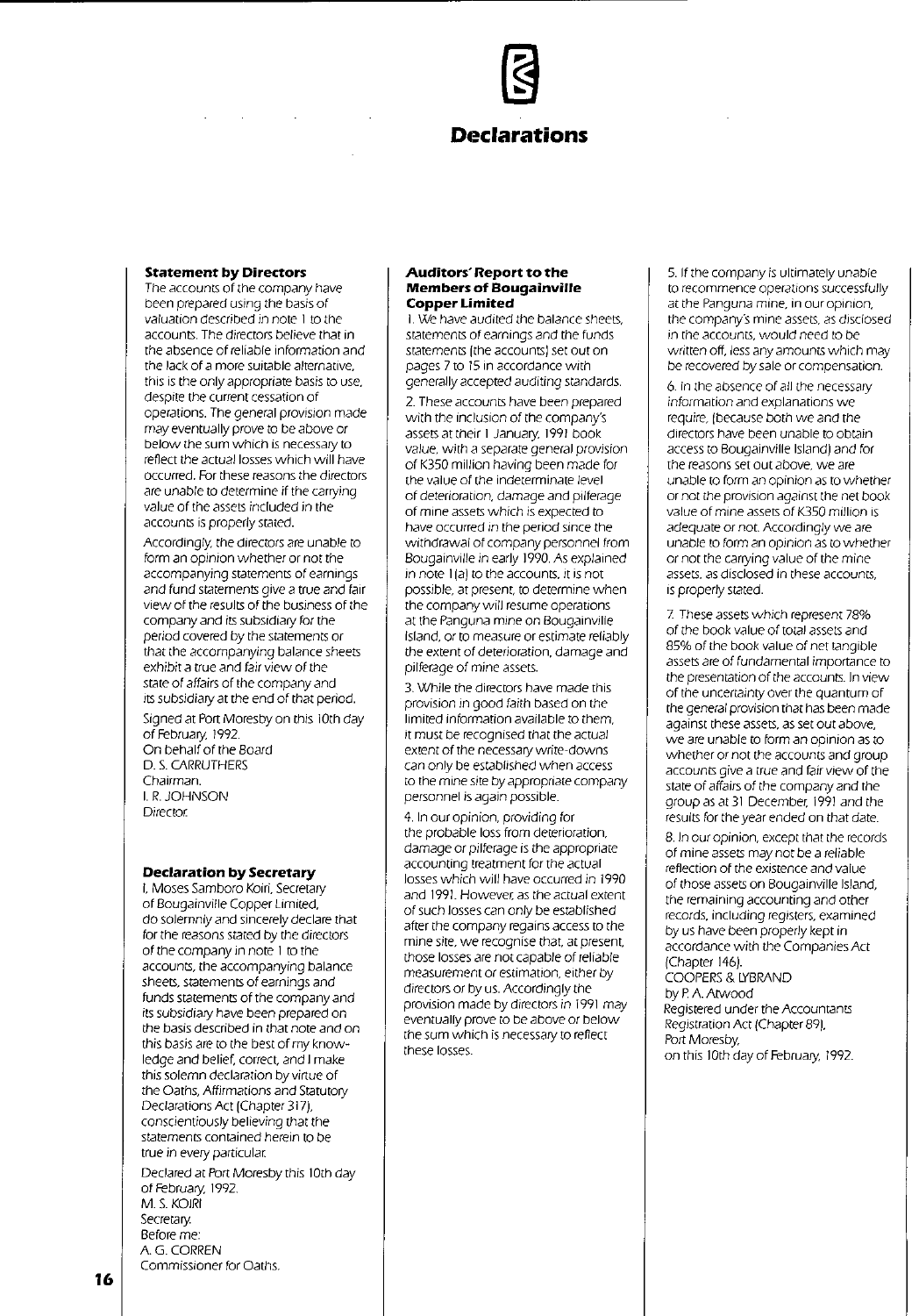# Declarations

### Statement by Directors

The accounts of the company have been prepared using the basis of valuation described in note 1 to the accounts. The directors believe that in the absence of reliable information and the lack of a more suitable alternative, this is the only appropriate basis to use, despite the current cessation of operations. The general provision made may eventually prove to be above or below the sum which is necessary to reflect the actual losses which will have occurred. For these reasons the directors are unable to determine if the carrying value of the assets included in the accounts is properly stated.

Accordingly, the directors are unable to form an opinion whether or not the accompanying statements of earnings and fund statements give a true and fair view of the results of the business of the company and its subsidiary for the period covered by the statements or that the accompanying balance sheets exhibit a true and fair view of the state of affairs of the company and its subsidiary at the end of that period.

Signed at Port Moresby on this 10th day of February, 1992.
On behalf of the Board
D. S. CARRUTHERS
Chairman.
I. R. JOHNSON
Director.

### Declaration by Secretary

I, Moses Samboro Koiri, Secretary of Bougainville Copper Limited, do solemnly and sincerely declare that for the reasons stated by the directors of the company in note 1 to the accounts, the accompanying balance sheets, statements of earnings and funds statements of the company and its subsidiary have been prepared on the basis described in that note and on this basis are to the best of my knowledge and belief, correct, and I make this solemn declaration by virtue of the Oaths, Affirmations and Statutory Declarations Act (Chapter 317), conscientiously believing that the statements contained herein to be true in every particular.

Declared at Port Moresby this 10th day of February, 1992.
M. S. KOIRI
Secretary.
Before me:
A. G. CORREN
Commissioner for Oaths.

### Auditors' Report to the Members of Bougainville Copper Limited

1. We have audited the balance sheets, statements of earnings and the funds statements (the accounts) set out on pages 7 to 15 in accordance with generally accepted auditing standards.

2. These accounts have been prepared with the inclusion of the company's assets at their 1 January, 1991 book value, with a separate general provision of K350 million having been made for the value of the indeterminate level of deterioration, damage and pilferage of mine assets which is expected to have occurred in the period since the withdrawal of company personnel from Bougainville in early 1990. As explained in note 1(a) to the accounts, it is not possible, at present, to determine when the company will resume operations at the Panguna mine on Bougainville Island, or to measure or estimate reliably the extent of deterioration, damage and pilferage of mine assets.

3. While the directors have made this provision in good faith based on the limited information available to them, it must be recognised that the actual extent of the necessary write-downs can only be established when access to the mine site by appropriate company personnel is again possible.

4. In our opinion, providing for the probable loss from deterioration, damage or pilferage is the appropriate accounting treatment for the actual losses which will have occurred in 1990 and 1991. However, as the actual extent of such losses can only be established after the company regains access to the mine site, we recognise that, at present, those losses are not capable of reliable measurement or estimation, either by directors or by us. Accordingly the provision made by directors in 1991 may eventually prove to be above or below the sum which is necessary to reflect these losses.

5. If the company is ultimately unable to recommence operations successfully at the Panguna mine, in our opinion, the company's mine assets, as disclosed in the accounts, would need to be written off, less any amounts which may be recovered by sale or compensation.

6. In the absence of all the necessary information and explanations we require, (because both we and the directors have been unable to obtain access to Bougainville Island) and for the reasons set out above, we are unable to form an opinion as to whether or not the provision against the net book value of mine assets of K350 million is adequate or not. Accordingly we are unable to form an opinion as to whether or not the carrying value of the mine assets, as disclosed in these accounts, is properly stated.

7. These assets which represent 78% of the book value of total assets and 85% of the book value of net tangible assets are of fundamental importance to the presentation of the accounts. In view of the uncertainty over the quantum of the general provision that has been made against these assets, as set out above, we are unable to form an opinion as to whether or not the accounts and group accounts give a true and fair view of the state of affairs of the company and the group as at 31 December, 1991 and the results for the year ended on that date.

8. In our opinion, except that the records of mine assets may not be a reliable reflection of the existence and value of those assets on Bougainville Island, the remaining accounting and other records, including registers, examined by us have been properly kept in accordance with the Companies Act (Chapter 146).

COOPERS & LYBRAND
by P. A. Atwood
Registered under the Accountants Registration Act (Chapter 89),
Port Moresby,
on this 10th day of February, 1992.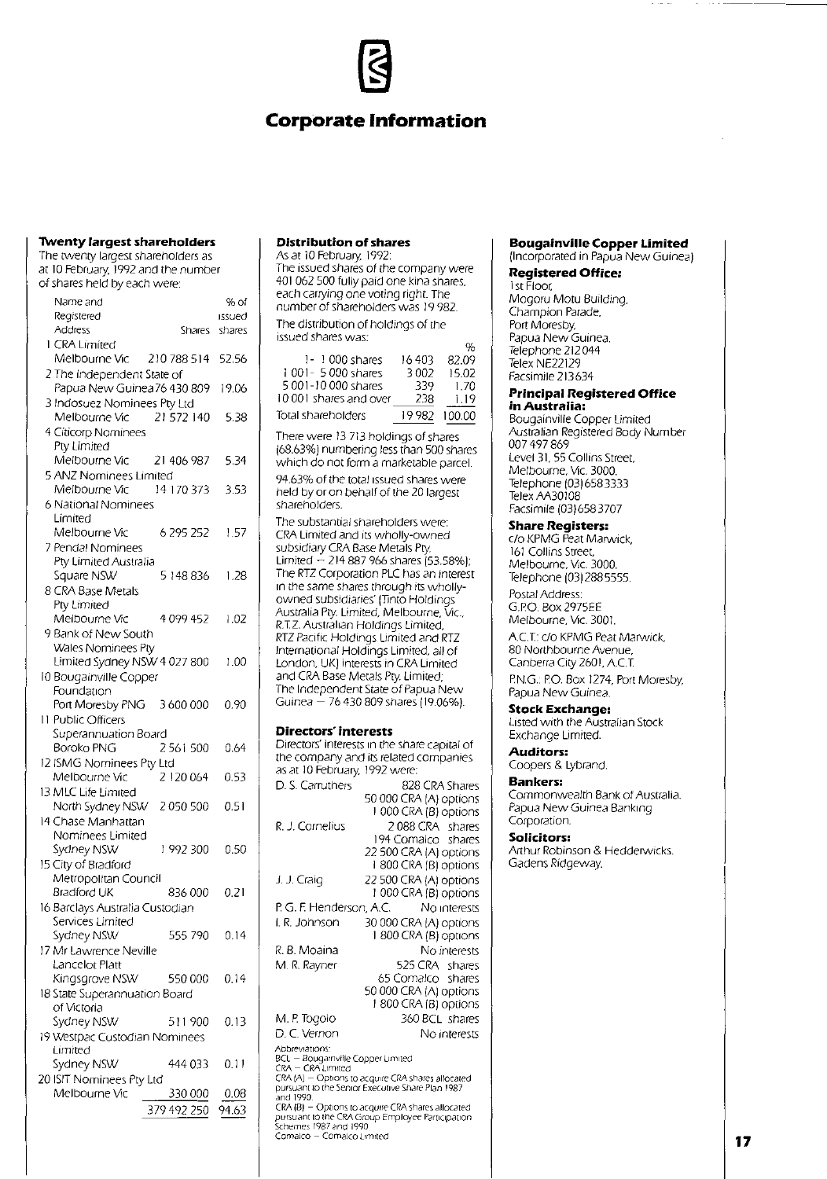# Corporate Information

## Twenty largest shareholders

The twenty largest shareholders as at 10 February, 1992 and the number of shares held by each were:

| Name and Registered Address | Shares | % of issued shares |
|---|---|---|
| 1 CRA Limited Melbourne Vic | 210 788 514 | 52.56 |
| 2 The Independent State of Papua New Guinea | 76 430 809 | 19.06 |
| 3 Indosuez Nominees Pty Ltd Melbourne Vic | 21 572 140 | 5.38 |
| 4 Citicorp Nominees Pty Limited Melbourne Vic | 21 406 987 | 5.34 |
| 5 ANZ Nominees Limited Melbourne Vic | 14 170 373 | 3.53 |
| 6 National Nominees Limited Melbourne Vic | 6 295 252 | 1.57 |
| 7 Pendal Nominees Pty Limited Australia Square NSW | 5 148 836 | 1.28 |
| 8 CRA Base Metals Pty Limited Melbourne Vic | 4 099 452 | 1.02 |
| 9 Bank of New South Wales Nominees Pty Limited Sydney NSW | 4 027 800 | 1.00 |
| 10 Bougainville Copper Foundation Port Moresby PNG | 3 600 000 | 0.90 |
| 11 Public Officers Superannuation Board Boroko PNG | 2 561 500 | 0.64 |
| 12 ISMG Nominees Pty Ltd Melbourne Vic | 2 120 064 | 0.53 |
| 13 MLC Life Limited North Sydney NSW | 2 050 500 | 0.51 |
| 14 Chase Manhattan Nominees Limited Sydney NSW | 1 992 300 | 0.50 |
| 15 City of Bradford Metropolitan Council Bradford UK | 836 000 | 0.21 |
| 16 Barclays Australia Custodian Services Limited Sydney NSW | 555 790 | 0.14 |
| 17 Mr Lawrence Neville Lancelot Platt Kingsgrove NSW | 550 000 | 0.14 |
| 18 State Superannuation Board of Victoria Sydney NSW | 511 900 | 0.13 |
| 19 Westpac Custodian Nominees Limited Sydney NSW | 444 033 | 0.11 |
| 20 ISIT Nominees Pty Ltd Melbourne Vic | 330 000 | 0.08 |
| | 379 492 250 | 94.63 |

## Distribution of shares

As at 10 February, 1992:
The issued shares of the company were 401 062 500 fully paid one kina shares, each carrying one voting right. The number of shareholders was 19 982.

The distribution of holdings of the issued shares was:

| | | % |
|---|---|---|
| 1 - 1 000 shares | 16 403 | 82.09 |
| 1 001 - 5 000 shares | 3 002 | 15.02 |
| 5 001 - 10 000 shares | 339 | 1.70 |
| 10 001 shares and over | 238 | 1.19 |
| Total shareholders | 19 982 | 100.00 |

There were 13 713 holdings of shares (68.63%) numbering less than 500 shares which do not form a marketable parcel.

94.63% of the total issued shares were held by or on behalf of the 20 largest shareholders.

The substantial shareholders were:
CRA Limited and its wholly-owned subsidiary CRA Base Metals Pty. Limited — 214 887 966 shares (53.58%);
The RTZ Corporation PLC has an interest in the same shares through its wholly-owned subsidiaries' (Tinto Holdings Australia Pty. Limited, Melbourne, Vic., R.T.Z. Australian Holdings Limited, RTZ Pacific Holdings Limited and RTZ International Holdings Limited, all of London, UK) interests in CRA Limited and CRA Base Metals Pty. Limited;
The Independent State of Papua New Guinea — 76 430 809 shares (19.06%).

## Directors' interests

Directors' interests in the share capital of the company and its related companies as at 10 February, 1992 were:

| Director | Interests |
|---|---|
| D. S. Carruthers | 828 CRA Shares<br>50 000 CRA (A) options<br>1 000 CRA (B) options |
| R. J. Cornelius | 2 088 CRA shares<br>194 Comalco shares<br>22 500 CRA (A) options<br>1 800 CRA (B) options |
| J. J. Craig | 22 500 CRA (A) options<br>1 000 CRA (B) options |
| P. G. F. Henderson, A.C. | No interests |
| I. R. Johnson | 30 000 CRA (A) options<br>1 800 CRA (B) options |
| R. B. Moaina | No interests |
| M. R. Rayner | 525 CRA shares<br>65 Comalco shares<br>50 000 CRA (A) options<br>1 800 CRA (B) options |
| M. P. Togolo | 360 BCL shares |
| D. C. Vernon | No interests |

Abbreviations:
BCL — Bougainville Copper Limited
CRA — CRA Limited
CRA (A) — Options to acquire CRA shares allocated pursuant to the Senior Executive Share Plan 1987 and 1990
CRA (B) — Options to acquire CRA shares allocated pursuant to the CRA Group Employee Participation Schemes 1987 and 1990
Comalco — Comalco Limited

## Bougainville Copper Limited

(Incorporated in Papua New Guinea)

### Registered Office:

1st Floor,
Mogoru Motu Building,
Champion Parade,
Port Moresby,
Papua New Guinea.
Telephone 212044
Telex NE22129
Facsimile 213634

### Principal Registered Office in Australia:

Bougainville Copper Limited
Australian Registered Body Number 007 497 869
Level 31, 55 Collins Street,
Melbourne, Vic. 3000.
Telephone (03) 658 3333
Telex AA30108
Facsimile (03) 658 3707

### Share Registers:

c/o KPMG Peat Marwick,
161 Collins Street,
Melbourne, Vic. 3000.
Telephone (03) 288 5555.

Postal Address:
G.P.O. Box 2975EE
Melbourne, Vic. 3001.

A.C.T.: c/o KPMG Peat Marwick,
80 Northbourne Avenue,
Canberra City 2601, A.C.T.

P.N.G.: P.O. Box 1274, Port Moresby,
Papua New Guinea.

### Stock Exchange:

Listed with the Australian Stock Exchange Limited.

### Auditors:

Coopers & Lybrand.

### Bankers:

Commonwealth Bank of Australia.
Papua New Guinea Banking Corporation.

### Solicitors:

Arthur Robinson & Hedderwicks.
Gadens Ridgeway.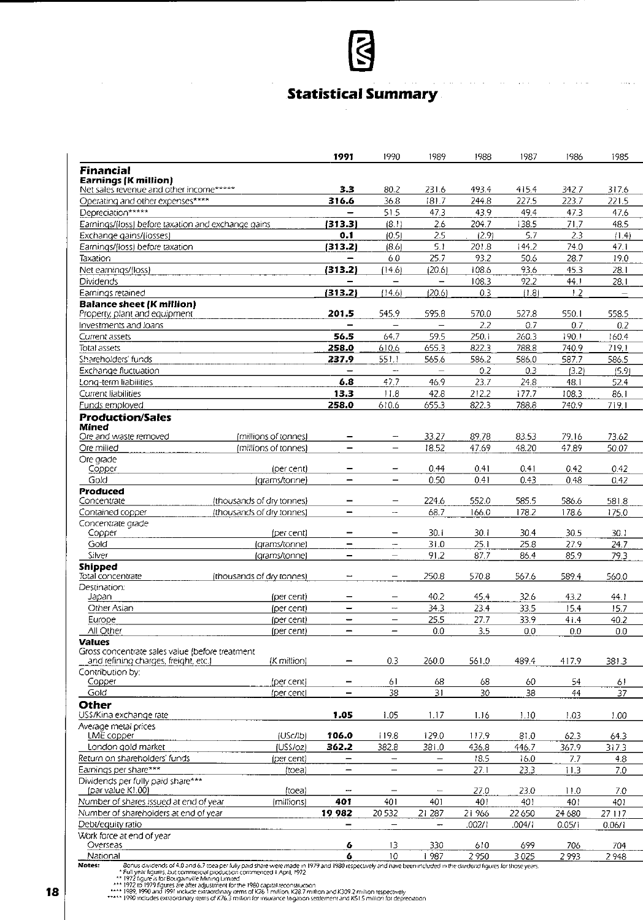# Statistical Summary

| | | 1991 | 1990 | 1989 | 1988 | 1987 | 1986 | 1985 |
|---|---|---|---|---|---|---|---|---|
| **Financial** | | | | | | | | |
| **Earnings (K million)** | | | | | | | | |
| Net sales revenue and other income***** | | **3.3** | 80.2 | 231.6 | 493.4 | 415.4 | 342.7 | 317.6 |
| Operating and other expenses**** | | **316.6** | 36.8 | 181.7 | 244.8 | 227.5 | 223.7 | 221.5 |
| Depreciation***** | | **–** | 51.5 | 47.3 | 43.9 | 49.4 | 47.3 | 47.6 |
| Earnings/(loss) before taxation and exchange gains | | **(313.3)** | (8.1) | 2.6 | 204.7 | 138.5 | 71.7 | 48.5 |
| Exchange gains/(losses) | | **0.1** | (0.5) | 2.5 | (2.9) | 5.7 | 2.3 | (1.4) |
| Earnings/(loss) before taxation | | **(313.2)** | (8.6) | 5.1 | 201.8 | 144.2 | 74.0 | 47.1 |
| Taxation | | **–** | 6.0 | 25.7 | 93.2 | 50.6 | 28.7 | 19.0 |
| Net earnings/(loss) | | **(313.2)** | (14.6) | (20.6) | 108.6 | 93.6 | 45.3 | 28.1 |
| Dividends | | **–** | – | – | 108.3 | 92.2 | 44.1 | 28.1 |
| Earnings retained | | **(313.2)** | (14.6) | (20.6) | 0.3 | (1.8) | 1.2 | – |
| **Balance sheet (K million)** | | | | | | | | |
| Property, plant and equipment | | **201.5** | 545.9 | 595.8 | 570.0 | 527.8 | 550.1 | 558.5 |
| Investments and loans | | **–** | – | – | 2.2 | 0.7 | 0.7 | 0.2 |
| Current assets | | **56.5** | 64.7 | 59.5 | 250.1 | 260.3 | 190.1 | 160.4 |
| Total assets | | **258.0** | 610.6 | 655.3 | 822.3 | 788.8 | 740.9 | 719.1 |
| Shareholders' funds | | **237.9** | 551.1 | 565.6 | 586.2 | 586.0 | 587.7 | 586.5 |
| Exchange fluctuation | | **–** | – | – | 0.2 | 0.3 | (3.2) | (5.9) |
| Long-term liabilities | | **6.8** | 47.7 | 46.9 | 23.7 | 24.8 | 48.1 | 52.4 |
| Current liabilities | | **13.3** | 11.8 | 42.8 | 212.2 | 177.7 | 108.3 | 86.1 |
| Funds employed | | **258.0** | 610.6 | 655.3 | 822.3 | 788.8 | 740.9 | 719.1 |
| **Production/Sales** | | | | | | | | |
| **Mined** | | | | | | | | |
| Ore and waste removed | (millions of tonnes) | **–** | – | 33.27 | 89.78 | 83.53 | 79.16 | 73.62 |
| Ore milled | (millions of tonnes) | **–** | – | 18.52 | 47.69 | 48.20 | 47.89 | 50.07 |
| Ore grade | | | | | | | | |
| Copper | (per cent) | **–** | – | 0.44 | 0.41 | 0.41 | 0.42 | 0.42 |
| Gold | (grams/tonne) | **–** | – | 0.50 | 0.41 | 0.43 | 0.48 | 0.42 |
| **Produced** | | | | | | | | |
| Concentrate | (thousands of dry tonnes) | **–** | – | 224.6 | 552.0 | 585.5 | 586.6 | 581.8 |
| Contained copper | (thousands of dry tonnes) | **–** | – | 68.7 | 166.0 | 178.2 | 178.6 | 175.0 |
| Concentrate grade | | | | | | | | |
| Copper | (per cent) | **–** | – | 30.1 | 30.1 | 30.4 | 30.5 | 30.1 |
| Gold | (grams/tonne) | **–** | – | 31.0 | 25.1 | 25.8 | 27.9 | 24.7 |
| Silver | (grams/tonne) | **–** | – | 91.2 | 87.7 | 86.4 | 85.9 | 79.3 |
| **Shipped** | | | | | | | | |
| Total concentrate | (thousands of dry tonnes) | **–** | – | 250.8 | 570.8 | 567.6 | 589.4 | 560.0 |
| Destination: | | | | | | | | |
| Japan | (per cent) | **–** | – | 40.2 | 45.4 | 32.6 | 43.2 | 44.1 |
| Other Asian | (per cent) | **–** | – | 34.3 | 23.4 | 33.5 | 15.4 | 15.7 |
| Europe | (per cent) | **–** | – | 25.5 | 27.7 | 33.9 | 41.4 | 40.2 |
| All Other | (per cent) | **–** | – | 0.0 | 3.5 | 0.0 | 0.0 | 0.0 |
| **Values** | | | | | | | | |
| Gross concentrate sales value (before treatment and refining charges, freight, etc.) | (K million) | **–** | 0.3 | 260.0 | 561.0 | 489.4 | 417.9 | 381.3 |
| Contribution by: | | | | | | | | |
| Copper | (per cent) | **–** | 61 | 68 | 68 | 60 | 54 | 61 |
| Gold | (per cent) | **–** | 38 | 31 | 30 | 38 | 44 | 37 |
| **Other** | | | | | | | | |
| US$/Kina exchange rate | | **1.05** | 1.05 | 1.17 | 1.16 | 1.10 | 1.03 | 1.00 |
| Average metal prices | | | | | | | | |
| LME copper | (USc/lb) | **106.0** | 119.8 | 129.0 | 117.9 | 81.0 | 62.3 | 64.3 |
| London gold market | (US$/oz) | **362.2** | 382.8 | 381.0 | 436.8 | 446.7 | 367.9 | 317.3 |
| Return on shareholders' funds | (per cent) | **–** | – | – | 18.5 | 16.0 | 7.7 | 4.8 |
| Earnings per share*** | (toea) | **–** | – | – | 27.1 | 23.3 | 11.3 | 7.0 |
| Dividends per fully paid share*** (par value K1.00) | (toea) | **–** | – | – | 27.0 | 23.0 | 11.0 | 7.0 |
| Number of shares issued at end of year | (millions) | **401** | 401 | 401 | 401 | 401 | 401 | 401 |
| Number of shareholders at end of year | | **19 982** | 20 532 | 21 287 | 21 966 | 22 650 | 24 680 | 27 117 |
| Debt/equity ratio | | **–** | – | – | .002/1 | .004/1 | 0.05/1 | 0.06/1 |
| Work force at end of year | | | | | | | | |
| Overseas | | **6** | 13 | 330 | 610 | 699 | 706 | 704 |
| National | | **6** | 10 | 1 987 | 2 950 | 3 025 | 2 993 | 2 948 |

**Notes:** Bonus dividends of 4.0 and 6.7 toea per fully paid share were made in 1979 and 1980 respectively and have been included in the dividend figures for those years.
\* Full year figures, but commercial production commenced 1 April, 1972
\** 1972 figure is for Bougainville Mining Limited
\*** 1972 to 1979 figures are after adjustment for the 1980 capital reconstruction
\**** 1989, 1990 and 1991 include extraordinary items of K26.1 million, K28.7 million and K309.2 million respectively
\***** 1990 includes extraordinary items of K76.3 million for insurance litigation settlement and K51.5 million for depreciation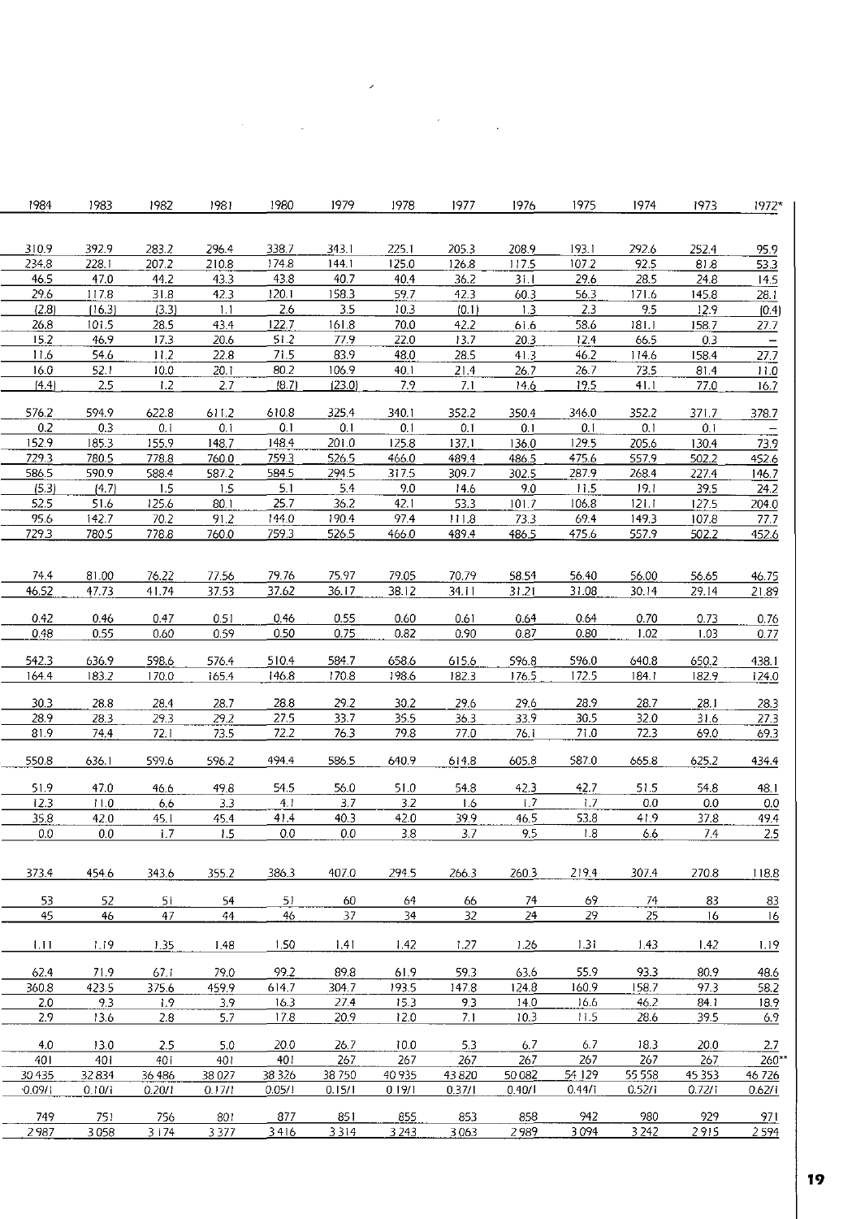| 1984 | 1983 | 1982 | 1981 | 1980 | 1979 | 1978 | 1977 | 1976 | 1975 | 1974 | 1973 | 1972* |
|---|---|---|---|---|---|---|---|---|---|---|---|---|
| 310.9 | 392.9 | 283.2 | 296.4 | 338.7 | 343.1 | 225.1 | 205.3 | 208.9 | 193.1 | 292.6 | 252.4 | 95.9 |
| 234.8 | 228.1 | 207.2 | 210.8 | 174.8 | 144.1 | 125.0 | 126.8 | 117.5 | 107.2 | 92.5 | 81.8 | 53.3 |
| 46.5 | 47.0 | 44.2 | 43.3 | 43.8 | 40.7 | 40.4 | 36.2 | 31.1 | 29.6 | 28.5 | 24.8 | 14.5 |
| 29.6 | 117.8 | 31.8 | 42.3 | 120.1 | 158.3 | 59.7 | 42.3 | 60.3 | 56.3 | 171.6 | 145.8 | 28.1 |
| (2.8) | (16.3) | (3.3) | 1.1 | 2.6 | 3.5 | 10.3 | (0.1) | 1.3 | 2.3 | 9.5 | 12.9 | (0.4) |
| 26.8 | 101.5 | 28.5 | 43.4 | 122.7 | 161.8 | 70.0 | 42.2 | 61.6 | 58.6 | 181.1 | 158.7 | 27.7 |
| 15.2 | 46.9 | 17.3 | 20.6 | 51.2 | 77.9 | 22.0 | 13.7 | 20.3 | 12.4 | 66.5 | 0.3 | – |
| 11.6 | 54.6 | 11.2 | 22.8 | 71.5 | 83.9 | 48.0 | 28.5 | 41.3 | 46.2 | 114.6 | 158.4 | 27.7 |
| 16.0 | 52.1 | 10.0 | 20.1 | 80.2 | 106.9 | 40.1 | 21.4 | 26.7 | 26.7 | 73.5 | 81.4 | 11.0 |
| (4.4) | 2.5 | 1.2 | 2.7 | (8.7) | (23.0) | 7.9 | 7.1 | 14.6 | 19.5 | 41.1 | 77.0 | 16.7 |
| 576.2 | 594.9 | 622.8 | 611.2 | 610.8 | 325.4 | 340.1 | 352.2 | 350.4 | 346.0 | 352.2 | 371.7 | 378.7 |
| 0.2 | 0.3 | 0.1 | 0.1 | 0.1 | 0.1 | 0.1 | 0.1 | 0.1 | 0.1 | 0.1 | 0.1 | – |
| 152.9 | 185.3 | 155.9 | 148.7 | 148.4 | 201.0 | 125.8 | 137.1 | 136.0 | 129.5 | 205.6 | 130.4 | 73.9 |
| 729.3 | 780.5 | 778.8 | 760.0 | 759.3 | 526.5 | 466.0 | 489.4 | 486.5 | 475.6 | 557.9 | 502.2 | 452.6 |
| 586.5 | 590.9 | 588.4 | 587.2 | 584.5 | 294.5 | 317.5 | 309.7 | 302.5 | 287.9 | 268.4 | 227.4 | 146.7 |
| (5.3) | (4.7) | 1.5 | 1.5 | 5.1 | 5.4 | 9.0 | 14.6 | 9.0 | 11.5 | 19.1 | 39.5 | 24.2 |
| 52.5 | 51.6 | 125.6 | 80.1 | 25.7 | 36.2 | 42.1 | 53.3 | 101.7 | 106.8 | 121.1 | 127.5 | 204.0 |
| 95.6 | 142.7 | 70.2 | 91.2 | 144.0 | 190.4 | 97.4 | 111.8 | 73.3 | 69.4 | 149.3 | 107.8 | 77.7 |
| 729.3 | 780.5 | 778.8 | 760.0 | 759.3 | 526.5 | 466.0 | 489.4 | 486.5 | 475.6 | 557.9 | 502.2 | 452.6 |
| 74.4 | 81.00 | 76.22 | 77.56 | 79.76 | 75.97 | 79.05 | 70.79 | 58.54 | 56.40 | 56.00 | 56.65 | 46.75 |
| 46.52 | 47.73 | 41.74 | 37.53 | 37.62 | 36.17 | 38.12 | 34.11 | 31.21 | 31.08 | 30.14 | 29.14 | 21.89 |
| 0.42 | 0.46 | 0.47 | 0.51 | 0.46 | 0.55 | 0.60 | 0.61 | 0.64 | 0.64 | 0.70 | 0.73 | 0.76 |
| 0.48 | 0.55 | 0.60 | 0.59 | 0.50 | 0.75 | 0.82 | 0.90 | 0.87 | 0.80 | 1.02 | 1.03 | 0.77 |
| 542.3 | 636.9 | 598.6 | 576.4 | 510.4 | 584.7 | 658.6 | 615.6 | 596.8 | 596.0 | 640.8 | 650.2 | 438.1 |
| 164.4 | 183.2 | 170.0 | 165.4 | 146.8 | 170.8 | 198.6 | 182.3 | 176.5 | 172.5 | 184.1 | 182.9 | 124.0 |
| 30.3 | 28.8 | 28.4 | 28.7 | 28.8 | 29.2 | 30.2 | 29.6 | 29.6 | 28.9 | 28.7 | 28.1 | 28.3 |
| 28.9 | 28.3 | 29.3 | 29.2 | 27.5 | 33.7 | 35.5 | 36.3 | 33.9 | 30.5 | 32.0 | 31.6 | 27.3 |
| 81.9 | 74.4 | 72.1 | 73.5 | 72.2 | 76.3 | 79.8 | 77.0 | 76.1 | 71.0 | 72.3 | 69.0 | 69.3 |
| 550.8 | 636.1 | 599.6 | 596.2 | 494.4 | 586.5 | 640.9 | 614.8 | 605.8 | 587.0 | 665.8 | 625.2 | 434.4 |
| 51.9 | 47.0 | 46.6 | 49.8 | 54.5 | 56.0 | 51.0 | 54.8 | 42.3 | 42.7 | 51.5 | 54.8 | 48.1 |
| 12.3 | 11.0 | 6.6 | 3.3 | 4.1 | 3.7 | 3.2 | 1.6 | 1.7 | 1.7 | 0.0 | 0.0 | 0.0 |
| 35.8 | 42.0 | 45.1 | 45.4 | 41.4 | 40.3 | 42.0 | 39.9 | 46.5 | 53.8 | 41.9 | 37.8 | 49.4 |
| 0.0 | 0.0 | 1.7 | 1.5 | 0.0 | 0.0 | 3.8 | 3.7 | 9.5 | 1.8 | 6.6 | 7.4 | 2.5 |
| 373.4 | 454.6 | 343.6 | 355.2 | 386.3 | 407.0 | 294.5 | 266.3 | 260.3 | 219.4 | 307.4 | 270.8 | 118.8 |
| 53 | 52 | 51 | 54 | 51 | 60 | 64 | 66 | 74 | 69 | 74 | 83 | 83 |
| 45 | 46 | 47 | 44 | 46 | 37 | 34 | 32 | 24 | 29 | 25 | 16 | 16 |
| 1.11 | 1.19 | 1.35 | 1.48 | 1.50 | 1.41 | 1.42 | 1.27 | 1.26 | 1.31 | 1.43 | 1.42 | 1.19 |
| 62.4 | 71.9 | 67.1 | 79.0 | 99.2 | 89.8 | 61.9 | 59.3 | 63.6 | 55.9 | 93.3 | 80.9 | 48.6 |
| 360.8 | 423.5 | 375.6 | 459.9 | 614.7 | 304.7 | 193.5 | 147.8 | 124.8 | 160.9 | 158.7 | 97.3 | 58.2 |
| 2.0 | 9.3 | 1.9 | 3.9 | 16.3 | 27.4 | 15.3 | 9.3 | 14.0 | 16.6 | 46.2 | 84.1 | 18.9 |
| 2.9 | 13.6 | 2.8 | 5.7 | 17.8 | 20.9 | 12.0 | 7.1 | 10.3 | 11.5 | 28.6 | 39.5 | 6.9 |
| 4.0 | 13.0 | 2.5 | 5.0 | 20.0 | 26.7 | 10.0 | 5.3 | 6.7 | 6.7 | 18.3 | 20.0 | 2.7 |
| 401 | 401 | 401 | 401 | 401 | 267 | 267 | 267 | 267 | 267 | 267 | 267 | 260** |
| 30 435 | 32 834 | 36 486 | 38 027 | 38 326 | 38 750 | 40 935 | 43 820 | 50 082 | 54 129 | 55 558 | 45 353 | 46 726 |
| 0.09/1 | 0.10/1 | 0.20/1 | 0.17/1 | 0.05/1 | 0.15/1 | 0.19/1 | 0.37/1 | 0.40/1 | 0.44/1 | 0.52/1 | 0.72/1 | 0.62/1 |
| 749 | 751 | 756 | 801 | 877 | 851 | 855 | 853 | 858 | 942 | 980 | 929 | 971 |
| 2 987 | 3 058 | 3 174 | 3 377 | 3 416 | 3 314 | 3 243 | 3 063 | 2 989 | 3 094 | 3 242 | 2 915 | 2 594 |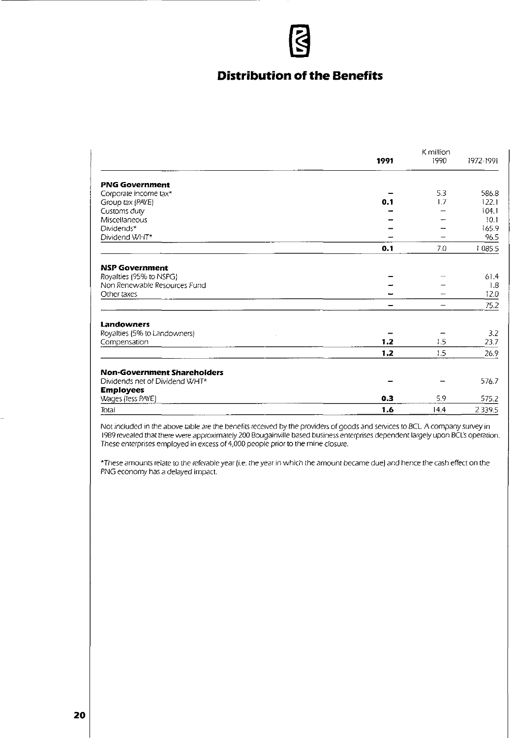# Distribution of the Benefits

| | K million | | |
|---|---|---|---|
| | **1991** | 1990 | 1972-1991 |
| **PNG Government** | | | |
| Corporate income tax* | – | 5.3 | 586.8 |
| Group tax (PAYE) | **0.1** | 1.7 | 122.1 |
| Customs duty | – | – | 104.1 |
| Miscellaneous | – | – | 10.1 |
| Dividends* | – | – | 165.9 |
| Dividend WHT* | – | – | 96.5 |
| | **0.1** | 7.0 | 1 085.5 |
| **NSP Government** | | | |
| Royalties (95% to NSPG) | – | – | 61.4 |
| Non Renewable Resources Fund | – | – | 1.8 |
| Other taxes | – | – | 12.0 |
| | – | – | 75.2 |
| **Landowners** | | | |
| Royalties (5% to Landowners) | – | – | 3.2 |
| Compensation | **1.2** | 1.5 | 23.7 |
| | **1.2** | 1.5 | 26.9 |
| **Non-Government Shareholders** | | | |
| Dividends net of Dividend WHT* | – | – | 576.7 |
| **Employees** | | | |
| Wages (less PAYE) | **0.3** | 5.9 | 575.2 |
| Total | **1.6** | 14.4 | 2 339.5 |

Not included in the above table are the benefits received by the providers of goods and services to BCL. A company survey in 1989 revealed that there were approximately 200 Bougainville based business enterprises dependent largely upon BCL's operation. These enterprises employed in excess of 4,000 people prior to the mine closure.

*These amounts relate to the referable year (i.e. the year in which the amount became due) and hence the cash effect on the PNG economy has a delayed impact.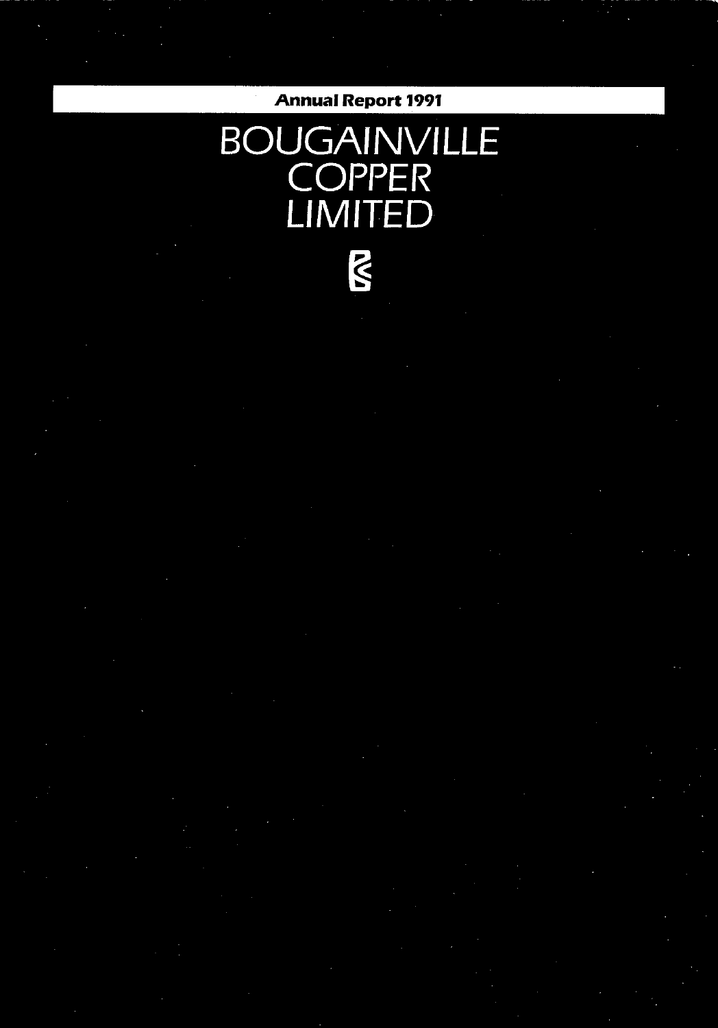**Annual Report 1991**

# BOUGAINVILLE COPPER LIMITED